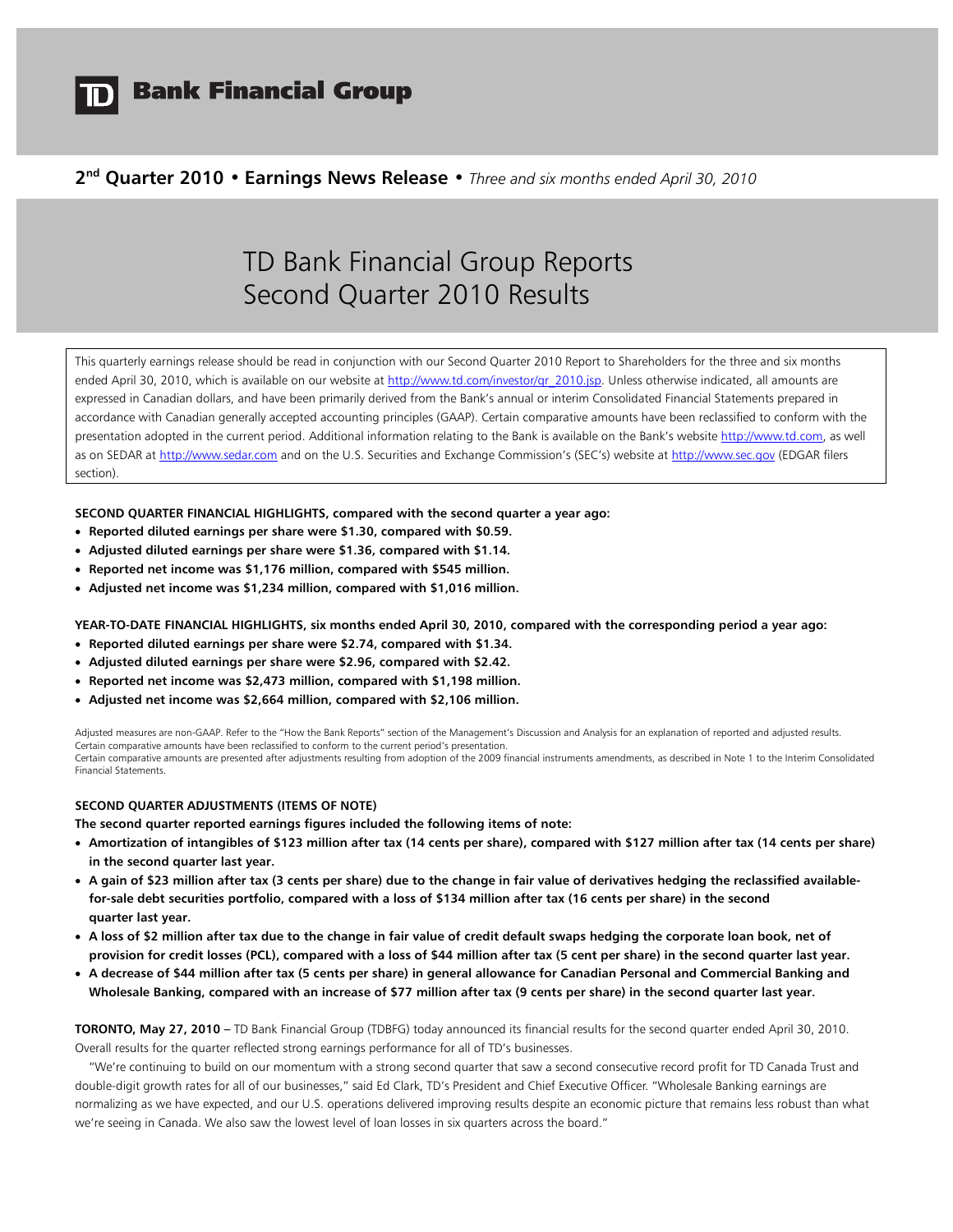# TD Bank Financial Group

**2nd Quarter 2010 • Earnings News Release •** *Three and six months ended April 30, 2010*

# TD Bank Financial Group Reports Second Quarter 2010 Results

This quarterly earnings release should be read in conjunction with our Second Quarter 2010 Report to Shareholders for the three and six months ended April 30, 2010, which is available on our website at http://www.td.com/investor/qr_2010.jsp. Unless otherwise indicated, all amounts are expressed in Canadian dollars, and have been primarily derived from the Bank's annual or interim Consolidated Financial Statements prepared in accordance with Canadian generally accepted accounting principles (GAAP). Certain comparative amounts have been reclassified to conform with the presentation adopted in the current period. Additional information relating to the Bank is available on the Bank's website http://www.td.com, as well as on SEDAR at http://www.sedar.com and on the U.S. Securities and Exchange Commission's (SEC's) website at http://www.sec.gov (EDGAR filers section).

**SECOND QUARTER FINANCIAL HIGHLIGHTS, compared with the second quarter a year ago:**

- **Reported diluted earnings per share were $1.30, compared with $0.59.**
- **Adjusted diluted earnings per share were $1.36, compared with $1.14.**
- **Reported net income was $1,176 million, compared with $545 million.**
- **Adjusted net income was $1,234 million, compared with $1,016 million.**

**YEAR-TO-DATE FINANCIAL HIGHLIGHTS, six months ended April 30, 2010, compared with the corresponding period a year ago:**

- **Reported diluted earnings per share were $2.74, compared with $1.34.**
- **Adjusted diluted earnings per share were $2.96, compared with $2.42.**
- **Reported net income was $2,473 million, compared with $1,198 million.**
- **Adjusted net income was $2,664 million, compared with $2,106 million.**

Adjusted measures are non-GAAP. Refer to the "How the Bank Reports" section of the Management's Discussion and Analysis for an explanation of reported and adjusted results.
Certain comparative amounts have been reclassified to conform to the current period's presentation.
Certain comparative amounts are presented after adjustments resulting from adoption of the 2009 financial instruments amendments, as described in Note 1 to the Interim Consolidated Financial Statements.

**SECOND QUARTER ADJUSTMENTS (ITEMS OF NOTE)**

**The second quarter reported earnings figures included the following items of note:**

- **Amortization of intangibles of $123 million after tax (14 cents per share), compared with $127 million after tax (14 cents per share) in the second quarter last year.**
- **A gain of $23 million after tax (3 cents per share) due to the change in fair value of derivatives hedging the reclassified available-for-sale debt securities portfolio, compared with a loss of $134 million after tax (16 cents per share) in the second quarter last year.**
- **A loss of $2 million after tax due to the change in fair value of credit default swaps hedging the corporate loan book, net of provision for credit losses (PCL), compared with a loss of $44 million after tax (5 cent per share) in the second quarter last year.**
- **A decrease of $44 million after tax (5 cents per share) in general allowance for Canadian Personal and Commercial Banking and Wholesale Banking, compared with an increase of $77 million after tax (9 cents per share) in the second quarter last year.**

**TORONTO, May 27, 2010 –** TD Bank Financial Group (TDBFG) today announced its financial results for the second quarter ended April 30, 2010. Overall results for the quarter reflected strong earnings performance for all of TD's businesses.

"We're continuing to build on our momentum with a strong second quarter that saw a second consecutive record profit for TD Canada Trust and double-digit growth rates for all of our businesses," said Ed Clark, TD's President and Chief Executive Officer. "Wholesale Banking earnings are normalizing as we have expected, and our U.S. operations delivered improving results despite an economic picture that remains less robust than what we're seeing in Canada. We also saw the lowest level of loan losses in six quarters across the board."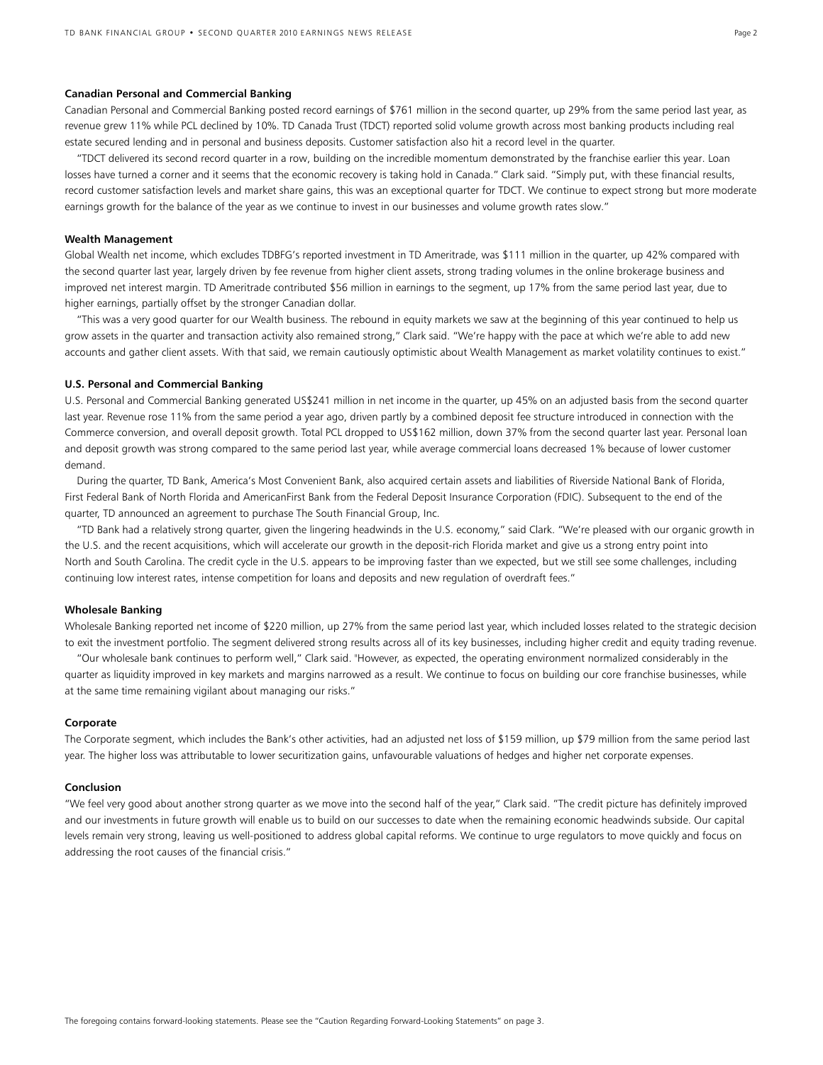### Canadian Personal and Commercial Banking

Canadian Personal and Commercial Banking posted record earnings of $761 million in the second quarter, up 29% from the same period last year, as revenue grew 11% while PCL declined by 10%. TD Canada Trust (TDCT) reported solid volume growth across most banking products including real estate secured lending and in personal and business deposits. Customer satisfaction also hit a record level in the quarter.

"TDCT delivered its second record quarter in a row, building on the incredible momentum demonstrated by the franchise earlier this year. Loan losses have turned a corner and it seems that the economic recovery is taking hold in Canada." Clark said. "Simply put, with these financial results, record customer satisfaction levels and market share gains, this was an exceptional quarter for TDCT. We continue to expect strong but more moderate earnings growth for the balance of the year as we continue to invest in our businesses and volume growth rates slow."

### Wealth Management

Global Wealth net income, which excludes TDBFG's reported investment in TD Ameritrade, was $111 million in the quarter, up 42% compared with the second quarter last year, largely driven by fee revenue from higher client assets, strong trading volumes in the online brokerage business and improved net interest margin. TD Ameritrade contributed $56 million in earnings to the segment, up 17% from the same period last year, due to higher earnings, partially offset by the stronger Canadian dollar.

"This was a very good quarter for our Wealth business. The rebound in equity markets we saw at the beginning of this year continued to help us grow assets in the quarter and transaction activity also remained strong," Clark said. "We're happy with the pace at which we're able to add new accounts and gather client assets. With that said, we remain cautiously optimistic about Wealth Management as market volatility continues to exist."

### U.S. Personal and Commercial Banking

U.S. Personal and Commercial Banking generated US$241 million in net income in the quarter, up 45% on an adjusted basis from the second quarter last year. Revenue rose 11% from the same period a year ago, driven partly by a combined deposit fee structure introduced in connection with the Commerce conversion, and overall deposit growth. Total PCL dropped to US$162 million, down 37% from the second quarter last year. Personal loan and deposit growth was strong compared to the same period last year, while average commercial loans decreased 1% because of lower customer demand.

During the quarter, TD Bank, America's Most Convenient Bank, also acquired certain assets and liabilities of Riverside National Bank of Florida, First Federal Bank of North Florida and AmericanFirst Bank from the Federal Deposit Insurance Corporation (FDIC). Subsequent to the end of the quarter, TD announced an agreement to purchase The South Financial Group, Inc.

"TD Bank had a relatively strong quarter, given the lingering headwinds in the U.S. economy," said Clark. "We're pleased with our organic growth in the U.S. and the recent acquisitions, which will accelerate our growth in the deposit-rich Florida market and give us a strong entry point into North and South Carolina. The credit cycle in the U.S. appears to be improving faster than we expected, but we still see some challenges, including continuing low interest rates, intense competition for loans and deposits and new regulation of overdraft fees."

### Wholesale Banking

Wholesale Banking reported net income of $220 million, up 27% from the same period last year, which included losses related to the strategic decision to exit the investment portfolio. The segment delivered strong results across all of its key businesses, including higher credit and equity trading revenue.

"Our wholesale bank continues to perform well," Clark said. "However, as expected, the operating environment normalized considerably in the quarter as liquidity improved in key markets and margins narrowed as a result. We continue to focus on building our core franchise businesses, while at the same time remaining vigilant about managing our risks."

### Corporate

The Corporate segment, which includes the Bank's other activities, had an adjusted net loss of $159 million, up $79 million from the same period last year. The higher loss was attributable to lower securitization gains, unfavourable valuations of hedges and higher net corporate expenses.

### Conclusion

"We feel very good about another strong quarter as we move into the second half of the year," Clark said. "The credit picture has definitely improved and our investments in future growth will enable us to build on our successes to date when the remaining economic headwinds subside. Our capital levels remain very strong, leaving us well-positioned to address global capital reforms. We continue to urge regulators to move quickly and focus on addressing the root causes of the financial crisis."

The foregoing contains forward-looking statements. Please see the "Caution Regarding Forward-Looking Statements" on page 3.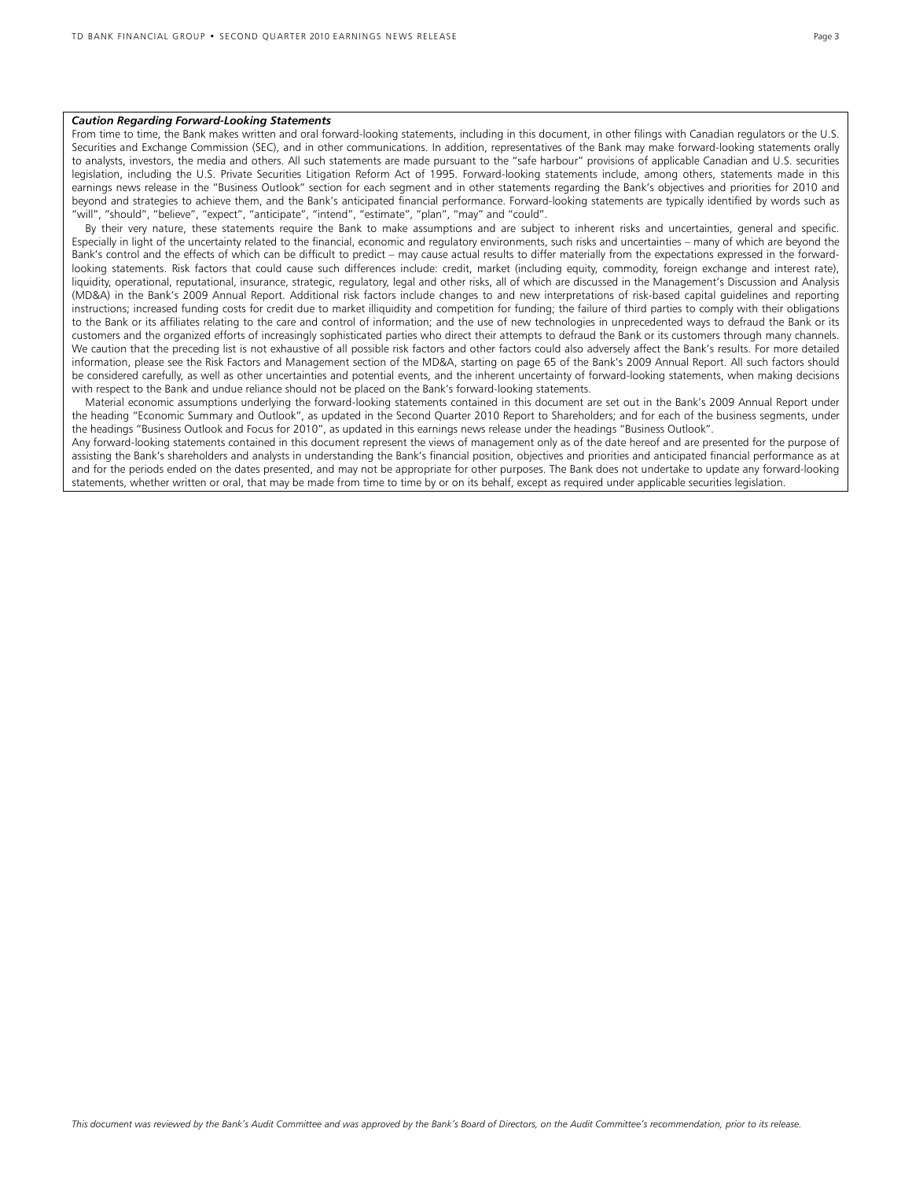***Caution Regarding Forward-Looking Statements***

From time to time, the Bank makes written and oral forward-looking statements, including in this document, in other filings with Canadian regulators or the U.S. Securities and Exchange Commission (SEC), and in other communications. In addition, representatives of the Bank may make forward-looking statements orally to analysts, investors, the media and others. All such statements are made pursuant to the "safe harbour" provisions of applicable Canadian and U.S. securities legislation, including the U.S. Private Securities Litigation Reform Act of 1995. Forward-looking statements include, among others, statements made in this earnings news release in the "Business Outlook" section for each segment and in other statements regarding the Bank's objectives and priorities for 2010 and beyond and strategies to achieve them, and the Bank's anticipated financial performance. Forward-looking statements are typically identified by words such as "will", "should", "believe", "expect", "anticipate", "intend", "estimate", "plan", "may" and "could".

By their very nature, these statements require the Bank to make assumptions and are subject to inherent risks and uncertainties, general and specific. Especially in light of the uncertainty related to the financial, economic and regulatory environments, such risks and uncertainties – many of which are beyond the Bank's control and the effects of which can be difficult to predict – may cause actual results to differ materially from the expectations expressed in the forward-looking statements. Risk factors that could cause such differences include: credit, market (including equity, commodity, foreign exchange and interest rate), liquidity, operational, reputational, insurance, strategic, regulatory, legal and other risks, all of which are discussed in the Management's Discussion and Analysis (MD&A) in the Bank's 2009 Annual Report. Additional risk factors include changes to and new interpretations of risk-based capital guidelines and reporting instructions; increased funding costs for credit due to market illiquidity and competition for funding; the failure of third parties to comply with their obligations to the Bank or its affiliates relating to the care and control of information; and the use of new technologies in unprecedented ways to defraud the Bank or its customers and the organized efforts of increasingly sophisticated parties who direct their attempts to defraud the Bank or its customers through many channels. We caution that the preceding list is not exhaustive of all possible risk factors and other factors could also adversely affect the Bank's results. For more detailed information, please see the Risk Factors and Management section of the MD&A, starting on page 65 of the Bank's 2009 Annual Report. All such factors should be considered carefully, as well as other uncertainties and potential events, and the inherent uncertainty of forward-looking statements, when making decisions with respect to the Bank and undue reliance should not be placed on the Bank's forward-looking statements.

Material economic assumptions underlying the forward-looking statements contained in this document are set out in the Bank's 2009 Annual Report under the heading "Economic Summary and Outlook", as updated in the Second Quarter 2010 Report to Shareholders; and for each of the business segments, under the headings "Business Outlook and Focus for 2010", as updated in this earnings news release under the headings "Business Outlook".

Any forward-looking statements contained in this document represent the views of management only as of the date hereof and are presented for the purpose of assisting the Bank's shareholders and analysts in understanding the Bank's financial position, objectives and priorities and anticipated financial performance as at and for the periods ended on the dates presented, and may not be appropriate for other purposes. The Bank does not undertake to update any forward-looking statements, whether written or oral, that may be made from time to time by or on its behalf, except as required under applicable securities legislation.

*This document was reviewed by the Bank's Audit Committee and was approved by the Bank's Board of Directors, on the Audit Committee's recommendation, prior to its release.*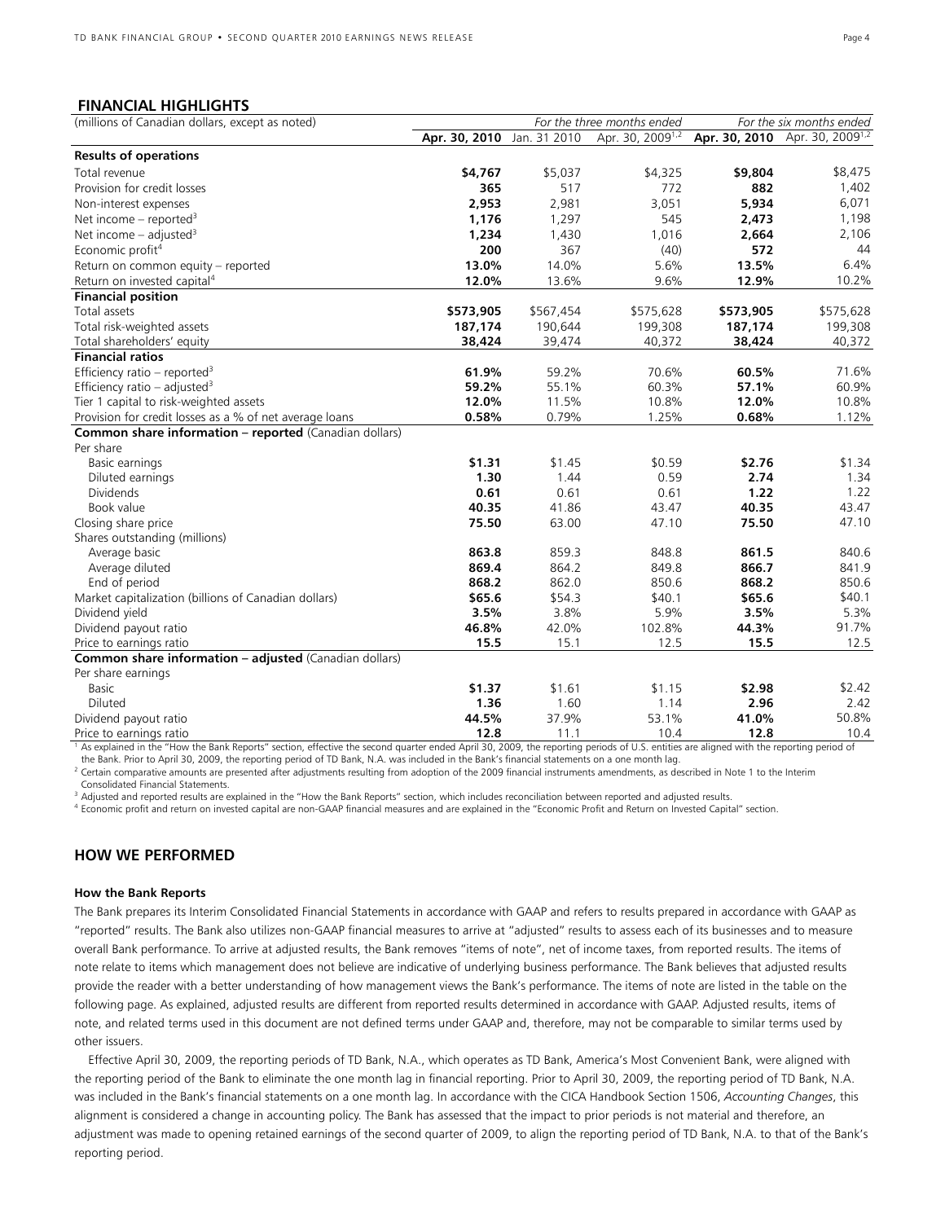## FINANCIAL HIGHLIGHTS

| (millions of Canadian dollars, except as noted) | For the three months ended | | | For the six months ended | |
|---|---|---|---|---|---|
| | **Apr. 30, 2010** | Jan. 31 2010 | Apr. 30, 2009[1,2] | **Apr. 30, 2010** | Apr. 30, 2009[1,2] |
| **Results of operations** | | | | | |
| Total revenue | **$4,767** | $5,037 | $4,325 | **$9,804** | $8,475 |
| Provision for credit losses | **365** | 517 | 772 | **882** | 1,402 |
| Non-interest expenses | **2,953** | 2,981 | 3,051 | **5,934** | 6,071 |
| Net income – reported[3] | **1,176** | 1,297 | 545 | **2,473** | 1,198 |
| Net income – adjusted[3] | **1,234** | 1,430 | 1,016 | **2,664** | 2,106 |
| Economic profit[4] | **200** | 367 | (40) | **572** | 44 |
| Return on common equity – reported | **13.0%** | 14.0% | 5.6% | **13.5%** | 6.4% |
| Return on invested capital[4] | **12.0%** | 13.6% | 9.6% | **12.9%** | 10.2% |
| **Financial position** | | | | | |
| Total assets | **$573,905** | $567,454 | $575,628 | **$573,905** | $575,628 |
| Total risk-weighted assets | **187,174** | 190,644 | 199,308 | **187,174** | 199,308 |
| Total shareholders' equity | **38,424** | 39,474 | 40,372 | **38,424** | 40,372 |
| **Financial ratios** | | | | | |
| Efficiency ratio – reported[3] | **61.9%** | 59.2% | 70.6% | **60.5%** | 71.6% |
| Efficiency ratio – adjusted[3] | **59.2%** | 55.1% | 60.3% | **57.1%** | 60.9% |
| Tier 1 capital to risk-weighted assets | **12.0%** | 11.5% | 10.8% | **12.0%** | 10.8% |
| Provision for credit losses as a % of net average loans | **0.58%** | 0.79% | 1.25% | **0.68%** | 1.12% |
| **Common share information – reported** (Canadian dollars) | | | | | |
| Per share | | | | | |
| Basic earnings | **$1.31** | $1.45 | $0.59 | **$2.76** | $1.34 |
| Diluted earnings | **1.30** | 1.44 | 0.59 | **2.74** | 1.34 |
| Dividends | **0.61** | 0.61 | 0.61 | **1.22** | 1.22 |
| Book value | **40.35** | 41.86 | 43.47 | **40.35** | 43.47 |
| Closing share price | **75.50** | 63.00 | 47.10 | **75.50** | 47.10 |
| Shares outstanding (millions) | | | | | |
| Average basic | **863.8** | 859.3 | 848.8 | **861.5** | 840.6 |
| Average diluted | **869.4** | 864.2 | 849.8 | **866.7** | 841.9 |
| End of period | **868.2** | 862.0 | 850.6 | **868.2** | 850.6 |
| Market capitalization (billions of Canadian dollars) | **$65.6** | $54.3 | $40.1 | **$65.6** | $40.1 |
| Dividend yield | **3.5%** | 3.8% | 5.9% | **3.5%** | 5.3% |
| Dividend payout ratio | **46.8%** | 42.0% | 102.8% | **44.3%** | 91.7% |
| Price to earnings ratio | **15.5** | 15.1 | 12.5 | **15.5** | 12.5 |
| **Common share information – adjusted** (Canadian dollars) | | | | | |
| Per share earnings | | | | | |
| Basic | **$1.37** | $1.61 | $1.15 | **$2.98** | $2.42 |
| Diluted | **1.36** | 1.60 | 1.14 | **2.96** | 2.42 |
| Dividend payout ratio | **44.5%** | 37.9% | 53.1% | **41.0%** | 50.8% |
| Price to earnings ratio | **12.8** | 11.1 | 10.4 | **12.8** | 10.4 |

[1] As explained in the "How the Bank Reports" section, effective the second quarter ended April 30, 2009, the reporting periods of U.S. entities are aligned with the reporting period of the Bank. Prior to April 30, 2009, the reporting period of TD Bank, N.A. was included in the Bank's financial statements on a one month lag.
[2] Certain comparative amounts are presented after adjustments resulting from adoption of the 2009 financial instruments amendments, as described in Note 1 to the Interim Consolidated Financial Statements.
[3] Adjusted and reported results are explained in the "How the Bank Reports" section, which includes reconciliation between reported and adjusted results.
[4] Economic profit and return on invested capital are non-GAAP financial measures and are explained in the "Economic Profit and Return on Invested Capital" section.

## HOW WE PERFORMED

#### How the Bank Reports

The Bank prepares its Interim Consolidated Financial Statements in accordance with GAAP and refers to results prepared in accordance with GAAP as "reported" results. The Bank also utilizes non-GAAP financial measures to arrive at "adjusted" results to assess each of its businesses and to measure overall Bank performance. To arrive at adjusted results, the Bank removes "items of note", net of income taxes, from reported results. The items of note relate to items which management does not believe are indicative of underlying business performance. The Bank believes that adjusted results provide the reader with a better understanding of how management views the Bank's performance. The items of note are listed in the table on the following page. As explained, adjusted results are different from reported results determined in accordance with GAAP. Adjusted results, items of note, and related terms used in this document are not defined terms under GAAP and, therefore, may not be comparable to similar terms used by other issuers.

Effective April 30, 2009, the reporting periods of TD Bank, N.A., which operates as TD Bank, America's Most Convenient Bank, were aligned with the reporting period of the Bank to eliminate the one month lag in financial reporting. Prior to April 30, 2009, the reporting period of TD Bank, N.A. was included in the Bank's financial statements on a one month lag. In accordance with the CICA Handbook Section 1506, *Accounting Changes*, this alignment is considered a change in accounting policy. The Bank has assessed that the impact to prior periods is not material and therefore, an adjustment was made to opening retained earnings of the second quarter of 2009, to align the reporting period of TD Bank, N.A. to that of the Bank's reporting period.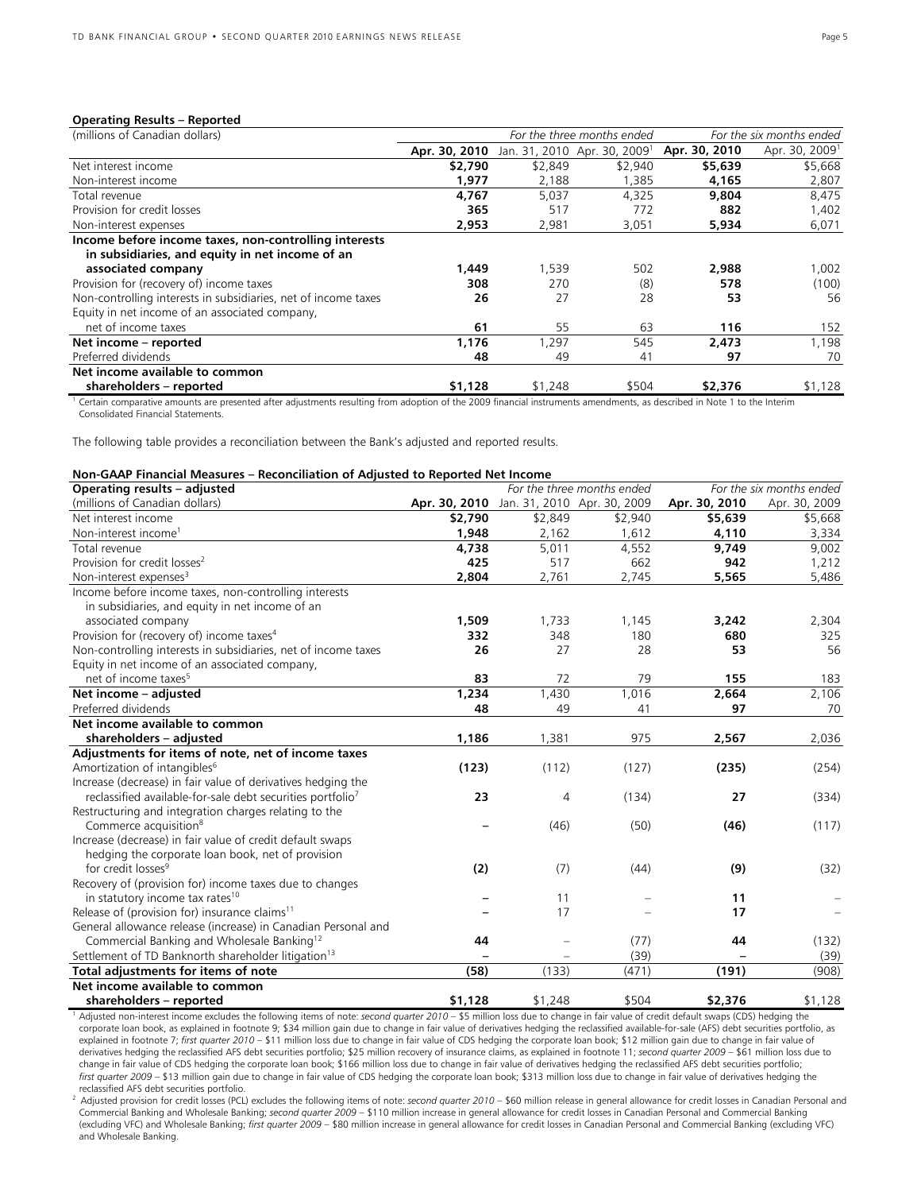**Operating Results – Reported**

| (millions of Canadian dollars) | *For the three months ended* | | | *For the six months ended* | |
|---|---|---|---|---|---|
| | **Apr. 30, 2010** | Jan. 31, 2010 | Apr. 30, 2009[1] | **Apr. 30, 2010** | Apr. 30, 2009[1] |
| Net interest income | **$2,790** | $2,849 | $2,940 | **$5,639** | $5,668 |
| Non-interest income | **1,977** | 2,188 | 1,385 | **4,165** | 2,807 |
| Total revenue | **4,767** | 5,037 | 4,325 | **9,804** | 8,475 |
| Provision for credit losses | **365** | 517 | 772 | **882** | 1,402 |
| Non-interest expenses | **2,953** | 2,981 | 3,051 | **5,934** | 6,071 |
| **Income before income taxes, non-controlling interests in subsidiaries, and equity in net income of an associated company** | **1,449** | 1,539 | 502 | **2,988** | 1,002 |
| Provision for (recovery of) income taxes | **308** | 270 | (8) | **578** | (100) |
| Non-controlling interests in subsidiaries, net of income taxes | **26** | 27 | 28 | **53** | 56 |
| Equity in net income of an associated company, net of income taxes | **61** | 55 | 63 | **116** | 152 |
| **Net income – reported** | **1,176** | 1,297 | 545 | **2,473** | 1,198 |
| Preferred dividends | **48** | 49 | 41 | **97** | 70 |
| **Net income available to common shareholders – reported** | **$1,128** | $1,248 | $504 | **$2,376** | $1,128 |

[1] Certain comparative amounts are presented after adjustments resulting from adoption of the 2009 financial instruments amendments, as described in Note 1 to the Interim Consolidated Financial Statements.

The following table provides a reconciliation between the Bank's adjusted and reported results.

**Non-GAAP Financial Measures – Reconciliation of Adjusted to Reported Net Income**

| **Operating results – adjusted** | *For the three months ended* | | | *For the six months ended* | |
|---|---|---|---|---|---|
| (millions of Canadian dollars) | **Apr. 30, 2010** | Jan. 31, 2010 | Apr. 30, 2009 | **Apr. 30, 2010** | Apr. 30, 2009 |
| Net interest income | **$2,790** | $2,849 | $2,940 | **$5,639** | $5,668 |
| Non-interest income[1] | **1,948** | 2,162 | 1,612 | **4,110** | 3,334 |
| Total revenue | **4,738** | 5,011 | 4,552 | **9,749** | 9,002 |
| Provision for credit losses[2] | **425** | 517 | 662 | **942** | 1,212 |
| Non-interest expenses[3] | **2,804** | 2,761 | 2,745 | **5,565** | 5,486 |
| Income before income taxes, non-controlling interests in subsidiaries, and equity in net income of an associated company | **1,509** | 1,733 | 1,145 | **3,242** | 2,304 |
| Provision for (recovery of) income taxes[4] | **332** | 348 | 180 | **680** | 325 |
| Non-controlling interests in subsidiaries, net of income taxes | **26** | 27 | 28 | **53** | 56 |
| Equity in net income of an associated company, net of income taxes[5] | **83** | 72 | 79 | **155** | 183 |
| **Net income – adjusted** | **1,234** | 1,430 | 1,016 | **2,664** | 2,106 |
| Preferred dividends | **48** | 49 | 41 | **97** | 70 |
| **Net income available to common shareholders – adjusted** | **1,186** | 1,381 | 975 | **2,567** | 2,036 |
| **Adjustments for items of note, net of income taxes** | | | | | |
| Amortization of intangibles[6] | **(123)** | (112) | (127) | **(235)** | (254) |
| Increase (decrease) in fair value of derivatives hedging the reclassified available-for-sale debt securities portfolio[7] | **23** | 4 | (134) | **27** | (334) |
| Restructuring and integration charges relating to the Commerce acquisition[8] | **–** | (46) | (50) | **(46)** | (117) |
| Increase (decrease) in fair value of credit default swaps hedging the corporate loan book, net of provision for credit losses[9] | **(2)** | (7) | (44) | **(9)** | (32) |
| Recovery of (provision for) income taxes due to changes in statutory income tax rates[10] | **–** | 11 | – | **11** | – |
| Release of (provision for) insurance claims[11] | **–** | 17 | – | **17** | – |
| General allowance release (increase) in Canadian Personal and Commercial Banking and Wholesale Banking[12] | **44** | – | (77) | **44** | (132) |
| Settlement of TD Banknorth shareholder litigation[13] | **–** | – | (39) | **–** | (39) |
| **Total adjustments for items of note** | **(58)** | (133) | (471) | **(191)** | (908) |
| **Net income available to common shareholders – reported** | **$1,128** | $1,248 | $504 | **$2,376** | $1,128 |

[1] Adjusted non-interest income excludes the following items of note: *second quarter 2010* – $5 million loss due to change in fair value of credit default swaps (CDS) hedging the corporate loan book, as explained in footnote 9; $34 million gain due to change in fair value of derivatives hedging the reclassified available-for-sale (AFS) debt securities portfolio, as explained in footnote 7; *first quarter 2010* – $11 million loss due to change in fair value of CDS hedging the corporate loan book; $12 million gain due to change in fair value of derivatives hedging the reclassified AFS debt securities portfolio; $25 million recovery of insurance claims, as explained in footnote 11; *second quarter 2009* – $61 million loss due to change in fair value of CDS hedging the corporate loan book; $166 million loss due to change in fair value of derivatives hedging the reclassified AFS debt securities portfolio; *first quarter 2009* – $13 million gain due to change in fair value of CDS hedging the corporate loan book; $313 million loss due to change in fair value of derivatives hedging the reclassified AFS debt securities portfolio.

[2] Adjusted provision for credit losses (PCL) excludes the following items of note: *second quarter 2010* – $60 million release in general allowance for credit losses in Canadian Personal and Commercial Banking and Wholesale Banking; *second quarter 2009* – $110 million increase in general allowance for credit losses in Canadian Personal and Commercial Banking (excluding VFC) and Wholesale Banking; *first quarter 2009* – $80 million increase in general allowance for credit losses in Canadian Personal and Commercial Banking (excluding VFC) and Wholesale Banking.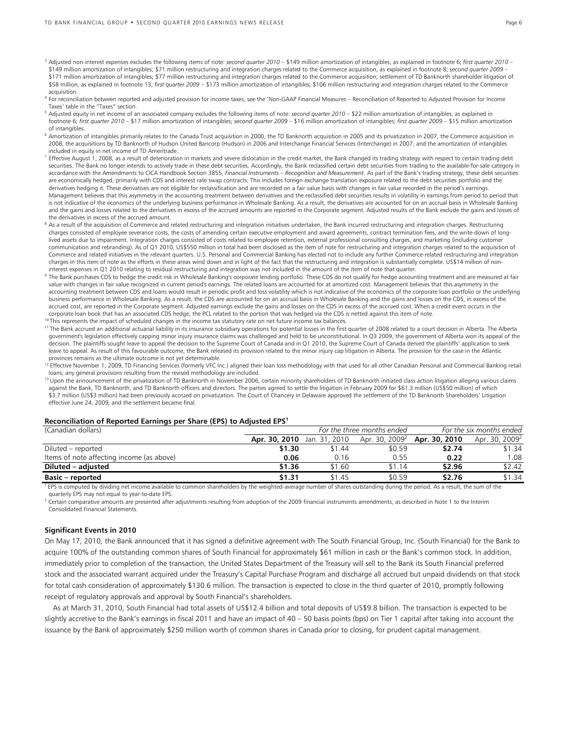[3] Adjusted non-interest expenses excludes the following items of note: *second quarter 2010* – $149 million amortization of intangibles, as explained in footnote 6; *first quarter 2010* – $149 million amortization of intangibles; $71 million restructuring and integration charges related to the Commerce acquisition, as explained in footnote 8; *second quarter 2009* – $171 million amortization of intangibles; $77 million restructuring and integration charges related to the Commerce acquisition; settlement of TD Banknorth shareholder litigation of $58 million, as explained in footnote 13; *first quarter 2009* – $173 million amortization of intangibles; $106 million restructuring and integration charges related to the Commerce acquisition.

[4] For reconciliation between reported and adjusted provision for income taxes, see the 'Non-GAAP Financial Measures – Reconciliation of Reported to Adjusted Provision for Income Taxes' table in the "Taxes" section.

[5] Adjusted equity in net income of an associated company excludes the following items of note: *second quarter 2010* – $22 million amortization of intangibles, as explained in footnote 6; *first quarter 2010* – $17 million amortization of intangibles; *second quarter 2009* – $16 million amortization of intangibles; *first quarter 2009* – $15 million amortization of intangibles.

[6] Amortization of intangibles primarily relates to the Canada Trust acquisition in 2000, the TD Banknorth acquisition in 2005 and its privatization in 2007, the Commerce acquisition in 2008, the acquisitions by TD Banknorth of Hudson United Bancorp (Hudson) in 2006 and Interchange Financial Services (Interchange) in 2007, and the amortization of intangibles included in equity in net income of TD Ameritrade.

[7] Effective August 1, 2008, as a result of deterioration in markets and severe dislocation in the credit market, the Bank changed its trading strategy with respect to certain trading debt securities. The Bank no longer intends to actively trade in these debt securities. Accordingly, the Bank reclassified certain debt securities from trading to the available-for-sale category in accordance with the Amendments to CICA Handbook Section 3855, *Financial Instruments – Recognition and Measurement*. As part of the Bank's trading strategy, these debt securities are economically hedged, primarily with CDS and interest rate swap contracts. This includes foreign exchange translation exposure related to the debt securities portfolio and the derivatives hedging it. These derivatives are not eligible for reclassification and are recorded on a fair value basis with changes in fair value recorded in the period's earnings. Management believes that this asymmetry in the accounting treatment between derivatives and the reclassified debt securities results in volatility in earnings from period to period that is not indicative of the economics of the underlying business performance in Wholesale Banking. As a result, the derivatives are accounted for on an accrual basis in Wholesale Banking and the gains and losses related to the derivatives in excess of the accrued amounts are reported in the Corporate segment. Adjusted results of the Bank exclude the gains and losses of the derivatives in excess of the accrued amount.

[8] As a result of the acquisition of Commerce and related restructuring and integration initiatives undertaken, the Bank incurred restructuring and integration charges. Restructuring charges consisted of employee severance costs, the costs of amending certain executive employment and award agreements, contract termination fees, and the write-down of long-lived assets due to impairment. Integration charges consisted of costs related to employee retention, external professional consulting charges, and marketing (including customer communication and rebranding). As of Q1 2010, US$550 million in total had been disclosed as the item of note for restructuring and integration charges related to the acquisition of Commerce and related initiatives in the relevant quarters. U.S. Personal and Commercial Banking has elected not to include any further Commerce-related restructuring and integration charges in this item of note as the efforts in these areas wind down and in light of the fact that the restructuring and integration is substantially complete. US$14 million of non-interest expenses in Q1 2010 relating to residual restructuring and integration was not included in the amount of the item of note that quarter.

[9] The Bank purchases CDS to hedge the credit risk in Wholesale Banking's corporate lending portfolio. These CDS do not qualify for hedge accounting treatment and are measured at fair value with changes in fair value recognized in current period's earnings. The related loans are accounted for at amortized cost. Management believes that this asymmetry in the accounting treatment between CDS and loans would result in periodic profit and loss volatility which is not indicative of the economics of the corporate loan portfolio or the underlying business performance in Wholesale Banking. As a result, the CDS are accounted for on an accrual basis in Wholesale Banking and the gains and losses on the CDS, in excess of the accrued cost, are reported in the Corporate segment. Adjusted earnings exclude the gains and losses on the CDS in excess of the accrued cost. When a credit event occurs in the corporate loan book that has an associated CDS hedge, the PCL related to the portion that was hedged via the CDS is netted against this item of note.

[10] This represents the impact of scheduled changes in the income tax statutory rate on net future income tax balances.

[11] The Bank accrued an additional actuarial liability in its insurance subsidiary operations for potential losses in the first quarter of 2008 related to a court decision in Alberta. The Alberta government's legislation effectively capping minor injury insurance claims was challenged and held to be unconstitutional. In Q3 2009, the government of Alberta won its appeal of the decision. The plaintiffs sought leave to appeal the decision to the Supreme Court of Canada and in Q1 2010, the Supreme Court of Canada denied the plaintiffs' application to seek leave to appeal. As result of this favourable outcome, the Bank released its provision related to the minor injury cap litigation in Alberta. The provision for the case in the Atlantic provinces remains as the ultimate outcome is not yet determinable.

[12] Effective November 1, 2009, TD Financing Services (formerly VFC Inc.) aligned their loan loss methodology with that used for all other Canadian Personal and Commercial Banking retail loans; any general provisions resulting from the revised methodology are included.

[13] Upon the announcement of the privatization of TD Banknorth in November 2006, certain minority shareholders of TD Banknorth initiated class action litigation alleging various claims against the Bank, TD Banknorth, and TD Banknorth officers and directors. The parties agreed to settle the litigation in February 2009 for $61.3 million (US$50 million) of which $3.7 million (US$3 million) had been previously accrued on privatization. The Court of Chancery in Delaware approved the settlement of the TD Banknorth Shareholders' Litigation effective June 24, 2009, and the settlement became final.

**Reconciliation of Reported Earnings per Share (EPS) to Adjusted EPS[1]**

| (Canadian dollars) | *For the three months ended* | | | *For the six months ended* | |
|---|---|---|---|---|---|
| | **Apr. 30, 2010** | Jan. 31, 2010 | Apr. 30, 2009[2] | **Apr. 30, 2010** | Apr. 30, 2009[2] |
| Diluted – reported | **$1.30** | $1.44 | $0.59 | **$2.74** | $1.34 |
| Items of note affecting income (as above) | **0.06** | 0.16 | 0.55 | **0.22** | 1.08 |
| **Diluted – adjusted** | **$1.36** | $1.60 | $1.14 | **$2.96** | $2.42 |
| **Basic – reported** | **$1.31** | $1.45 | $0.59 | **$2.76** | $1.34 |

[1] EPS is computed by dividing net income available to common shareholders by the weighted-average number of shares outstanding during the period. As a result, the sum of the quarterly EPS may not equal to year-to-date EPS.

[2] Certain comparative amounts are presented after adjustments resulting from adoption of the 2009 financial instruments amendments, as described in Note 1 to the Interim Consolidated Financial Statements.

**Significant Events in 2010**

On May 17, 2010, the Bank announced that it has signed a definitive agreement with The South Financial Group, Inc. (South Financial) for the Bank to acquire 100% of the outstanding common shares of South Financial for approximately $61 million in cash or the Bank's common stock. In addition, immediately prior to completion of the transaction, the United States Department of the Treasury will sell to the Bank its South Financial preferred stock and the associated warrant acquired under the Treasury's Capital Purchase Program and discharge all accrued but unpaid dividends on that stock for total cash consideration of approximately $130.6 million. The transaction is expected to close in the third quarter of 2010, promptly following receipt of regulatory approvals and approval by South Financial's shareholders.

As at March 31, 2010, South Financial had total assets of US$12.4 billion and total deposits of US$9.8 billion. The transaction is expected to be slightly accretive to the Bank's earnings in fiscal 2011 and have an impact of 40 – 50 basis points (bps) on Tier 1 capital after taking into account the issuance by the Bank of approximately $250 million worth of common shares in Canada prior to closing, for prudent capital management.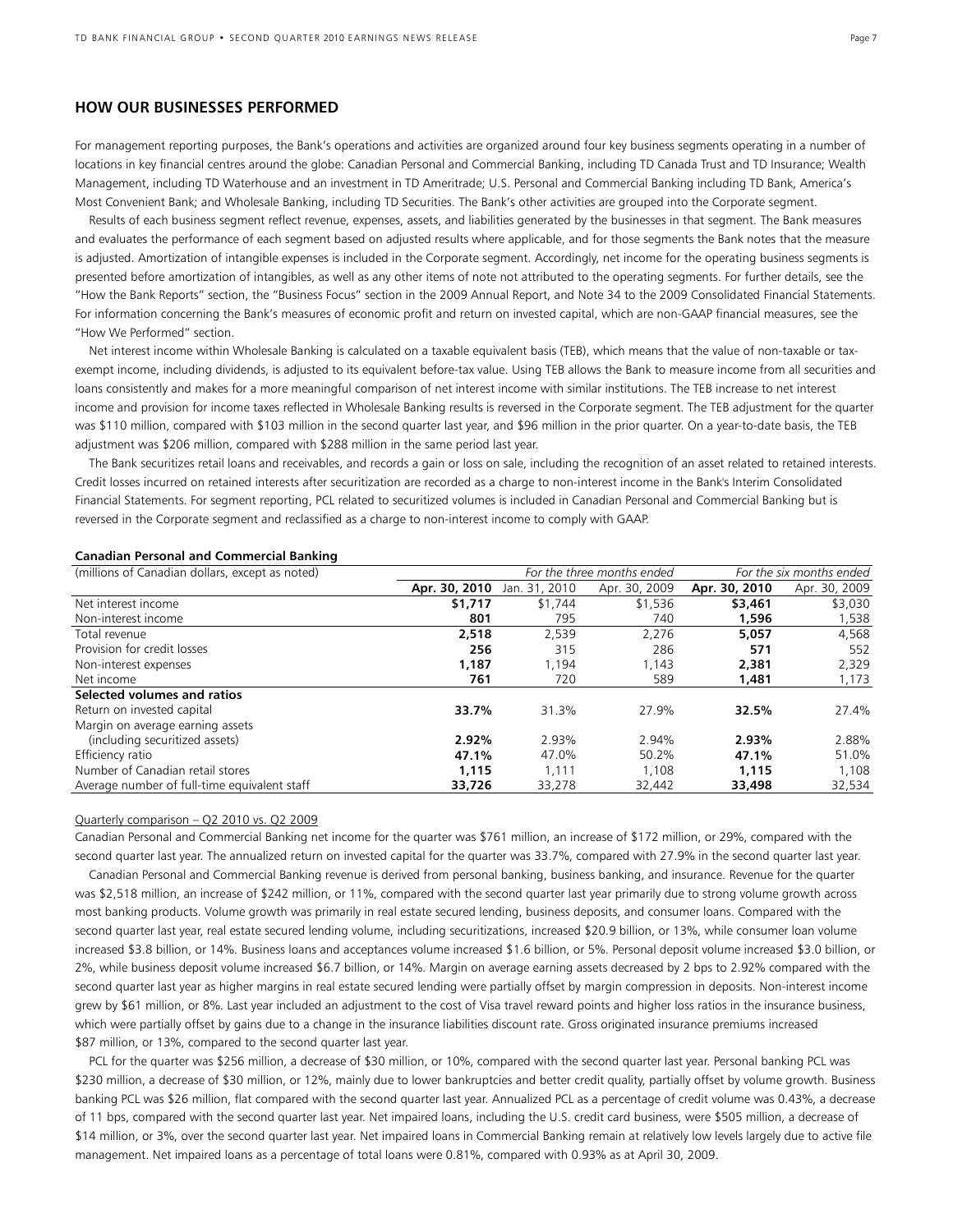## HOW OUR BUSINESSES PERFORMED

For management reporting purposes, the Bank's operations and activities are organized around four key business segments operating in a number of locations in key financial centres around the globe: Canadian Personal and Commercial Banking, including TD Canada Trust and TD Insurance; Wealth Management, including TD Waterhouse and an investment in TD Ameritrade; U.S. Personal and Commercial Banking including TD Bank, America's Most Convenient Bank; and Wholesale Banking, including TD Securities. The Bank's other activities are grouped into the Corporate segment.

Results of each business segment reflect revenue, expenses, assets, and liabilities generated by the businesses in that segment. The Bank measures and evaluates the performance of each segment based on adjusted results where applicable, and for those segments the Bank notes that the measure is adjusted. Amortization of intangible expenses is included in the Corporate segment. Accordingly, net income for the operating business segments is presented before amortization of intangibles, as well as any other items of note not attributed to the operating segments. For further details, see the "How the Bank Reports" section, the "Business Focus" section in the 2009 Annual Report, and Note 34 to the 2009 Consolidated Financial Statements. For information concerning the Bank's measures of economic profit and return on invested capital, which are non-GAAP financial measures, see the "How We Performed" section.

Net interest income within Wholesale Banking is calculated on a taxable equivalent basis (TEB), which means that the value of non-taxable or tax-exempt income, including dividends, is adjusted to its equivalent before-tax value. Using TEB allows the Bank to measure income from all securities and loans consistently and makes for a more meaningful comparison of net interest income with similar institutions. The TEB increase to net interest income and provision for income taxes reflected in Wholesale Banking results is reversed in the Corporate segment. The TEB adjustment for the quarter was $110 million, compared with $103 million in the second quarter last year, and $96 million in the prior quarter. On a year-to-date basis, the TEB adjustment was $206 million, compared with $288 million in the same period last year.

The Bank securitizes retail loans and receivables, and records a gain or loss on sale, including the recognition of an asset related to retained interests. Credit losses incurred on retained interests after securitization are recorded as a charge to non-interest income in the Bank's Interim Consolidated Financial Statements. For segment reporting, PCL related to securitized volumes is included in Canadian Personal and Commercial Banking but is reversed in the Corporate segment and reclassified as a charge to non-interest income to comply with GAAP.

**Canadian Personal and Commercial Banking**

| (millions of Canadian dollars, except as noted) | *For the three months ended* | | | *For the six months ended* | |
|---|---|---|---|---|---|
| | **Apr. 30, 2010** | Jan. 31, 2010 | Apr. 30, 2009 | **Apr. 30, 2010** | Apr. 30, 2009 |
| Net interest income | **$1,717** | $1,744 | $1,536 | **$3,461** | $3,030 |
| Non-interest income | **801** | 795 | 740 | **1,596** | 1,538 |
| Total revenue | **2,518** | 2,539 | 2,276 | **5,057** | 4,568 |
| Provision for credit losses | **256** | 315 | 286 | **571** | 552 |
| Non-interest expenses | **1,187** | 1,194 | 1,143 | **2,381** | 2,329 |
| Net income | **761** | 720 | 589 | **1,481** | 1,173 |
| **Selected volumes and ratios** | | | | | |
| Return on invested capital | **33.7%** | 31.3% | 27.9% | **32.5%** | 27.4% |
| Margin on average earning assets (including securitized assets) | **2.92%** | 2.93% | 2.94% | **2.93%** | 2.88% |
| Efficiency ratio | **47.1%** | 47.0% | 50.2% | **47.1%** | 51.0% |
| Number of Canadian retail stores | **1,115** | 1,111 | 1,108 | **1,115** | 1,108 |
| Average number of full-time equivalent staff | **33,726** | 33,278 | 32,442 | **33,498** | 32,534 |

Quarterly comparison – Q2 2010 vs. Q2 2009

Canadian Personal and Commercial Banking net income for the quarter was $761 million, an increase of $172 million, or 29%, compared with the second quarter last year. The annualized return on invested capital for the quarter was 33.7%, compared with 27.9% in the second quarter last year.

Canadian Personal and Commercial Banking revenue is derived from personal banking, business banking, and insurance. Revenue for the quarter was $2,518 million, an increase of $242 million, or 11%, compared with the second quarter last year primarily due to strong volume growth across most banking products. Volume growth was primarily in real estate secured lending, business deposits, and consumer loans. Compared with the second quarter last year, real estate secured lending volume, including securitizations, increased $20.9 billion, or 13%, while consumer loan volume increased $3.8 billion, or 14%. Business loans and acceptances volume increased $1.6 billion, or 5%. Personal deposit volume increased $3.0 billion, or 2%, while business deposit volume increased $6.7 billion, or 14%. Margin on average earning assets decreased by 2 bps to 2.92% compared with the second quarter last year as higher margins in real estate secured lending were partially offset by margin compression in deposits. Non-interest income grew by $61 million, or 8%. Last year included an adjustment to the cost of Visa travel reward points and higher loss ratios in the insurance business, which were partially offset by gains due to a change in the insurance liabilities discount rate. Gross originated insurance premiums increased $87 million, or 13%, compared to the second quarter last year.

PCL for the quarter was $256 million, a decrease of $30 million, or 10%, compared with the second quarter last year. Personal banking PCL was $230 million, a decrease of $30 million, or 12%, mainly due to lower bankruptcies and better credit quality, partially offset by volume growth. Business banking PCL was $26 million, flat compared with the second quarter last year. Annualized PCL as a percentage of credit volume was 0.43%, a decrease of 11 bps, compared with the second quarter last year. Net impaired loans, including the U.S. credit card business, were $505 million, a decrease of $14 million, or 3%, over the second quarter last year. Net impaired loans in Commercial Banking remain at relatively low levels largely due to active file management. Net impaired loans as a percentage of total loans were 0.81%, compared with 0.93% as at April 30, 2009.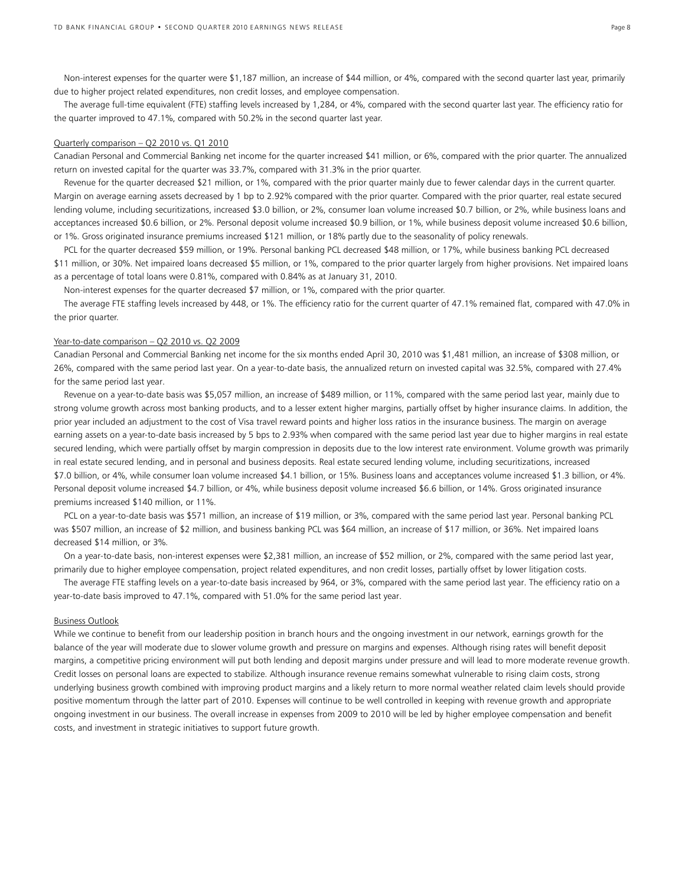Non-interest expenses for the quarter were $1,187 million, an increase of $44 million, or 4%, compared with the second quarter last year, primarily due to higher project related expenditures, non credit losses, and employee compensation.

The average full-time equivalent (FTE) staffing levels increased by 1,284, or 4%, compared with the second quarter last year. The efficiency ratio for the quarter improved to 47.1%, compared with 50.2% in the second quarter last year.

Quarterly comparison – Q2 2010 vs. Q1 2010

Canadian Personal and Commercial Banking net income for the quarter increased $41 million, or 6%, compared with the prior quarter. The annualized return on invested capital for the quarter was 33.7%, compared with 31.3% in the prior quarter.

Revenue for the quarter decreased $21 million, or 1%, compared with the prior quarter mainly due to fewer calendar days in the current quarter. Margin on average earning assets decreased by 1 bp to 2.92% compared with the prior quarter. Compared with the prior quarter, real estate secured lending volume, including securitizations, increased $3.0 billion, or 2%, consumer loan volume increased $0.7 billion, or 2%, while business loans and acceptances increased $0.6 billion, or 2%. Personal deposit volume increased $0.9 billion, or 1%, while business deposit volume increased $0.6 billion, or 1%. Gross originated insurance premiums increased $121 million, or 18% partly due to the seasonality of policy renewals.

PCL for the quarter decreased $59 million, or 19%. Personal banking PCL decreased $48 million, or 17%, while business banking PCL decreased $11 million, or 30%. Net impaired loans decreased $5 million, or 1%, compared to the prior quarter largely from higher provisions. Net impaired loans as a percentage of total loans were 0.81%, compared with 0.84% as at January 31, 2010.

Non-interest expenses for the quarter decreased $7 million, or 1%, compared with the prior quarter.

The average FTE staffing levels increased by 448, or 1%. The efficiency ratio for the current quarter of 47.1% remained flat, compared with 47.0% in the prior quarter.

Year-to-date comparison – Q2 2010 vs. Q2 2009

Canadian Personal and Commercial Banking net income for the six months ended April 30, 2010 was $1,481 million, an increase of $308 million, or 26%, compared with the same period last year. On a year-to-date basis, the annualized return on invested capital was 32.5%, compared with 27.4% for the same period last year.

Revenue on a year-to-date basis was $5,057 million, an increase of $489 million, or 11%, compared with the same period last year, mainly due to strong volume growth across most banking products, and to a lesser extent higher margins, partially offset by higher insurance claims. In addition, the prior year included an adjustment to the cost of Visa travel reward points and higher loss ratios in the insurance business. The margin on average earning assets on a year-to-date basis increased by 5 bps to 2.93% when compared with the same period last year due to higher margins in real estate secured lending, which were partially offset by margin compression in deposits due to the low interest rate environment. Volume growth was primarily in real estate secured lending, and in personal and business deposits. Real estate secured lending volume, including securitizations, increased $7.0 billion, or 4%, while consumer loan volume increased $4.1 billion, or 15%. Business loans and acceptances volume increased $1.3 billion, or 4%. Personal deposit volume increased $4.7 billion, or 4%, while business deposit volume increased $6.6 billion, or 14%. Gross originated insurance premiums increased $140 million, or 11%.

PCL on a year-to-date basis was $571 million, an increase of $19 million, or 3%, compared with the same period last year. Personal banking PCL was $507 million, an increase of $2 million, and business banking PCL was $64 million, an increase of $17 million, or 36%. Net impaired loans decreased $14 million, or 3%.

On a year-to-date basis, non-interest expenses were $2,381 million, an increase of $52 million, or 2%, compared with the same period last year, primarily due to higher employee compensation, project related expenditures, and non credit losses, partially offset by lower litigation costs.

The average FTE staffing levels on a year-to-date basis increased by 964, or 3%, compared with the same period last year. The efficiency ratio on a year-to-date basis improved to 47.1%, compared with 51.0% for the same period last year.

Business Outlook

While we continue to benefit from our leadership position in branch hours and the ongoing investment in our network, earnings growth for the balance of the year will moderate due to slower volume growth and pressure on margins and expenses. Although rising rates will benefit deposit margins, a competitive pricing environment will put both lending and deposit margins under pressure and will lead to more moderate revenue growth. Credit losses on personal loans are expected to stabilize. Although insurance revenue remains somewhat vulnerable to rising claim costs, strong underlying business growth combined with improving product margins and a likely return to more normal weather related claim levels should provide positive momentum through the latter part of 2010. Expenses will continue to be well controlled in keeping with revenue growth and appropriate ongoing investment in our business. The overall increase in expenses from 2009 to 2010 will be led by higher employee compensation and benefit costs, and investment in strategic initiatives to support future growth.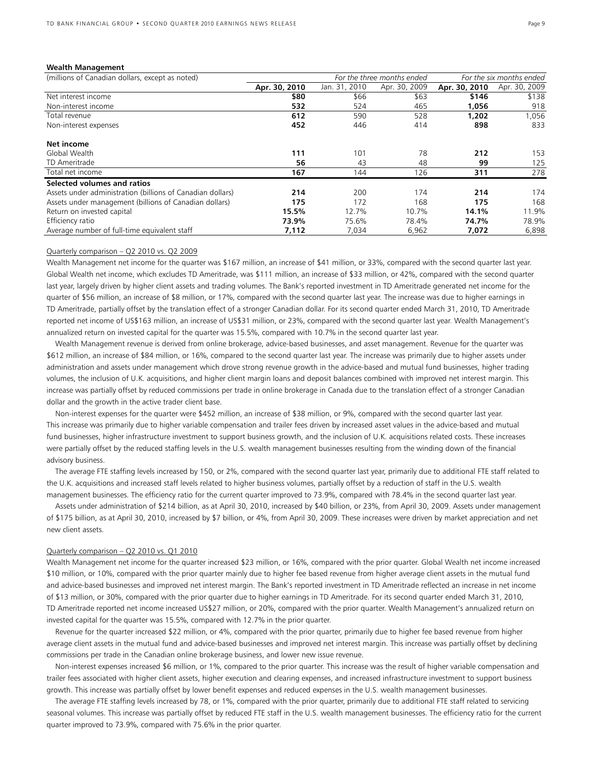## Wealth Management

| (millions of Canadian dollars, except as noted) | For the three months ended | | | For the six months ended | |
|---|---|---|---|---|---|
| | **Apr. 30, 2010** | Jan. 31, 2010 | Apr. 30, 2009 | **Apr. 30, 2010** | Apr. 30, 2009 |
| Net interest income | **$80** | $66 | $63 | **$146** | $138 |
| Non-interest income | **532** | 524 | 465 | **1,056** | 918 |
| Total revenue | **612** | 590 | 528 | **1,202** | 1,056 |
| Non-interest expenses | **452** | 446 | 414 | **898** | 833 |
| **Net income** | | | | | |
| Global Wealth | **111** | 101 | 78 | **212** | 153 |
| TD Ameritrade | **56** | 43 | 48 | **99** | 125 |
| Total net income | **167** | 144 | 126 | **311** | 278 |
| **Selected volumes and ratios** | | | | | |
| Assets under administration (billions of Canadian dollars) | **214** | 200 | 174 | **214** | 174 |
| Assets under management (billions of Canadian dollars) | **175** | 172 | 168 | **175** | 168 |
| Return on invested capital | **15.5%** | 12.7% | 10.7% | **14.1%** | 11.9% |
| Efficiency ratio | **73.9%** | 75.6% | 78.4% | **74.7%** | 78.9% |
| Average number of full-time equivalent staff | **7,112** | 7,034 | 6,962 | **7,072** | 6,898 |

Quarterly comparison – Q2 2010 vs. Q2 2009

Wealth Management net income for the quarter was $167 million, an increase of $41 million, or 33%, compared with the second quarter last year. Global Wealth net income, which excludes TD Ameritrade, was $111 million, an increase of $33 million, or 42%, compared with the second quarter last year, largely driven by higher client assets and trading volumes. The Bank's reported investment in TD Ameritrade generated net income for the quarter of $56 million, an increase of $8 million, or 17%, compared with the second quarter last year. The increase was due to higher earnings in TD Ameritrade, partially offset by the translation effect of a stronger Canadian dollar. For its second quarter ended March 31, 2010, TD Ameritrade reported net income of US$163 million, an increase of US$31 million, or 23%, compared with the second quarter last year. Wealth Management's annualized return on invested capital for the quarter was 15.5%, compared with 10.7% in the second quarter last year.

Wealth Management revenue is derived from online brokerage, advice-based businesses, and asset management. Revenue for the quarter was $612 million, an increase of $84 million, or 16%, compared to the second quarter last year. The increase was primarily due to higher assets under administration and assets under management which drove strong revenue growth in the advice-based and mutual fund businesses, higher trading volumes, the inclusion of U.K. acquisitions, and higher client margin loans and deposit balances combined with improved net interest margin. This increase was partially offset by reduced commissions per trade in online brokerage in Canada due to the translation effect of a stronger Canadian dollar and the growth in the active trader client base.

Non-interest expenses for the quarter were $452 million, an increase of $38 million, or 9%, compared with the second quarter last year. This increase was primarily due to higher variable compensation and trailer fees driven by increased asset values in the advice-based and mutual fund businesses, higher infrastructure investment to support business growth, and the inclusion of U.K. acquisitions related costs. These increases were partially offset by the reduced staffing levels in the U.S. wealth management businesses resulting from the winding down of the financial advisory business.

The average FTE staffing levels increased by 150, or 2%, compared with the second quarter last year, primarily due to additional FTE staff related to the U.K. acquisitions and increased staff levels related to higher business volumes, partially offset by a reduction of staff in the U.S. wealth management businesses. The efficiency ratio for the current quarter improved to 73.9%, compared with 78.4% in the second quarter last year.

Assets under administration of $214 billion, as at April 30, 2010, increased by $40 billion, or 23%, from April 30, 2009. Assets under management of $175 billion, as at April 30, 2010, increased by $7 billion, or 4%, from April 30, 2009. These increases were driven by market appreciation and net new client assets.

Quarterly comparison – Q2 2010 vs. Q1 2010

Wealth Management net income for the quarter increased $23 million, or 16%, compared with the prior quarter. Global Wealth net income increased $10 million, or 10%, compared with the prior quarter mainly due to higher fee based revenue from higher average client assets in the mutual fund and advice-based businesses and improved net interest margin. The Bank's reported investment in TD Ameritrade reflected an increase in net income of $13 million, or 30%, compared with the prior quarter due to higher earnings in TD Ameritrade. For its second quarter ended March 31, 2010, TD Ameritrade reported net income increased US$27 million, or 20%, compared with the prior quarter. Wealth Management's annualized return on invested capital for the quarter was 15.5%, compared with 12.7% in the prior quarter.

Revenue for the quarter increased $22 million, or 4%, compared with the prior quarter, primarily due to higher fee based revenue from higher average client assets in the mutual fund and advice-based businesses and improved net interest margin. This increase was partially offset by declining commissions per trade in the Canadian online brokerage business, and lower new issue revenue.

Non-interest expenses increased $6 million, or 1%, compared to the prior quarter. This increase was the result of higher variable compensation and trailer fees associated with higher client assets, higher execution and clearing expenses, and increased infrastructure investment to support business growth. This increase was partially offset by lower benefit expenses and reduced expenses in the U.S. wealth management businesses.

The average FTE staffing levels increased by 78, or 1%, compared with the prior quarter, primarily due to additional FTE staff related to servicing seasonal volumes. This increase was partially offset by reduced FTE staff in the U.S. wealth management businesses. The efficiency ratio for the current quarter improved to 73.9%, compared with 75.6% in the prior quarter.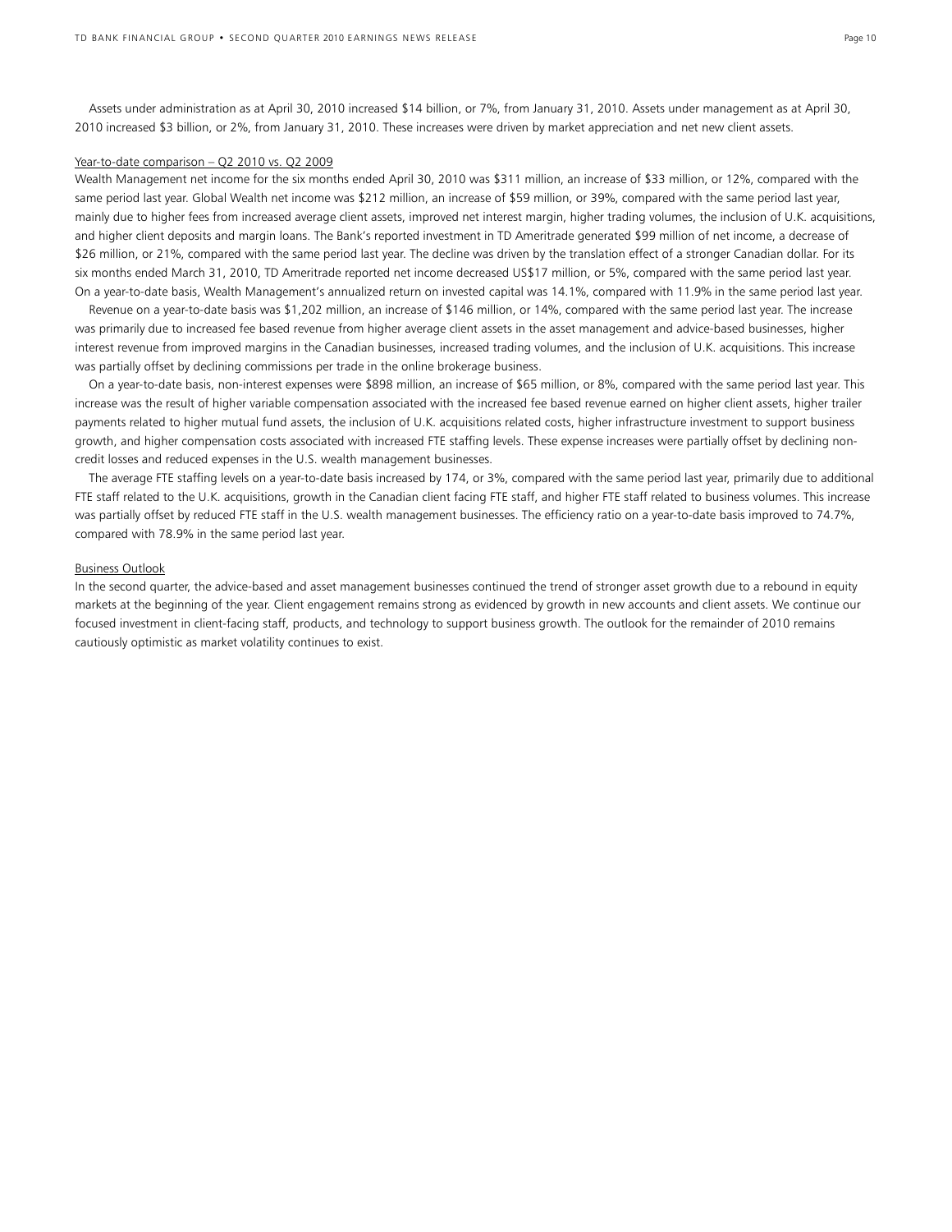Assets under administration as at April 30, 2010 increased $14 billion, or 7%, from January 31, 2010. Assets under management as at April 30, 2010 increased $3 billion, or 2%, from January 31, 2010. These increases were driven by market appreciation and net new client assets.

Year-to-date comparison – Q2 2010 vs. Q2 2009

Wealth Management net income for the six months ended April 30, 2010 was $311 million, an increase of $33 million, or 12%, compared with the same period last year. Global Wealth net income was $212 million, an increase of $59 million, or 39%, compared with the same period last year, mainly due to higher fees from increased average client assets, improved net interest margin, higher trading volumes, the inclusion of U.K. acquisitions, and higher client deposits and margin loans. The Bank's reported investment in TD Ameritrade generated $99 million of net income, a decrease of $26 million, or 21%, compared with the same period last year. The decline was driven by the translation effect of a stronger Canadian dollar. For its six months ended March 31, 2010, TD Ameritrade reported net income decreased US$17 million, or 5%, compared with the same period last year. On a year-to-date basis, Wealth Management's annualized return on invested capital was 14.1%, compared with 11.9% in the same period last year.

Revenue on a year-to-date basis was $1,202 million, an increase of $146 million, or 14%, compared with the same period last year. The increase was primarily due to increased fee based revenue from higher average client assets in the asset management and advice-based businesses, higher interest revenue from improved margins in the Canadian businesses, increased trading volumes, and the inclusion of U.K. acquisitions. This increase was partially offset by declining commissions per trade in the online brokerage business.

On a year-to-date basis, non-interest expenses were $898 million, an increase of $65 million, or 8%, compared with the same period last year. This increase was the result of higher variable compensation associated with the increased fee based revenue earned on higher client assets, higher trailer payments related to higher mutual fund assets, the inclusion of U.K. acquisitions related costs, higher infrastructure investment to support business growth, and higher compensation costs associated with increased FTE staffing levels. These expense increases were partially offset by declining non-credit losses and reduced expenses in the U.S. wealth management businesses.

The average FTE staffing levels on a year-to-date basis increased by 174, or 3%, compared with the same period last year, primarily due to additional FTE staff related to the U.K. acquisitions, growth in the Canadian client facing FTE staff, and higher FTE staff related to business volumes. This increase was partially offset by reduced FTE staff in the U.S. wealth management businesses. The efficiency ratio on a year-to-date basis improved to 74.7%, compared with 78.9% in the same period last year.

Business Outlook

In the second quarter, the advice-based and asset management businesses continued the trend of stronger asset growth due to a rebound in equity markets at the beginning of the year. Client engagement remains strong as evidenced by growth in new accounts and client assets. We continue our focused investment in client-facing staff, products, and technology to support business growth. The outlook for the remainder of 2010 remains cautiously optimistic as market volatility continues to exist.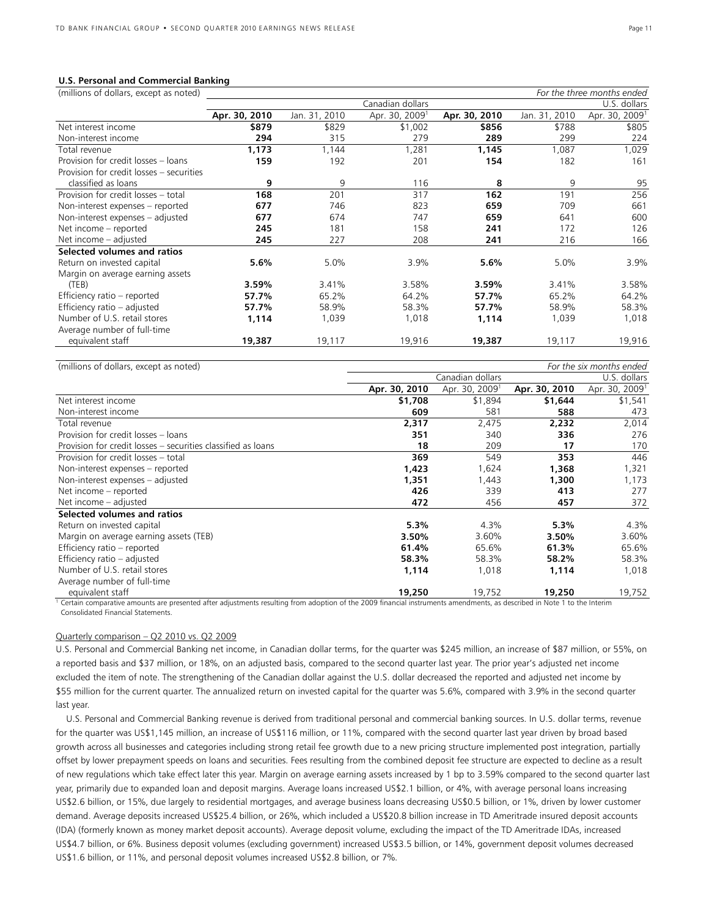### U.S. Personal and Commercial Banking

| (millions of dollars, except as noted) | | | | | | *For the three months ended* |
|---|---|---|---|---|---|---|
| | Canadian dollars | | | U.S. dollars | | |
| | **Apr. 30, 2010** | Jan. 31, 2010 | Apr. 30, 2009[1] | **Apr. 30, 2010** | Jan. 31, 2010 | Apr. 30, 2009[1] |
| Net interest income | **$879** | $829 | $1,002 | **$856** | $788 | $805 |
| Non-interest income | **294** | 315 | 279 | **289** | 299 | 224 |
| Total revenue | **1,173** | 1,144 | 1,281 | **1,145** | 1,087 | 1,029 |
| Provision for credit losses – loans | **159** | 192 | 201 | **154** | 182 | 161 |
| Provision for credit losses – securities classified as loans | **9** | 9 | 116 | **8** | 9 | 95 |
| Provision for credit losses – total | **168** | 201 | 317 | **162** | 191 | 256 |
| Non-interest expenses – reported | **677** | 746 | 823 | **659** | 709 | 661 |
| Non-interest expenses – adjusted | **677** | 674 | 747 | **659** | 641 | 600 |
| Net income – reported | **245** | 181 | 158 | **241** | 172 | 126 |
| Net income – adjusted | **245** | 227 | 208 | **241** | 216 | 166 |
| **Selected volumes and ratios** | | | | | | |
| Return on invested capital | **5.6%** | 5.0% | 3.9% | **5.6%** | 5.0% | 3.9% |
| Margin on average earning assets (TEB) | **3.59%** | 3.41% | 3.58% | **3.59%** | 3.41% | 3.58% |
| Efficiency ratio – reported | **57.7%** | 65.2% | 64.2% | **57.7%** | 65.2% | 64.2% |
| Efficiency ratio – adjusted | **57.7%** | 58.9% | 58.3% | **57.7%** | 58.9% | 58.3% |
| Number of U.S. retail stores | **1,114** | 1,039 | 1,018 | **1,114** | 1,039 | 1,018 |
| Average number of full-time equivalent staff | **19,387** | 19,117 | 19,916 | **19,387** | 19,117 | 19,916 |

| (millions of dollars, except as noted) | | | | *For the six months ended* |
|---|---|---|---|---|
| | Canadian dollars | | U.S. dollars | |
| | **Apr. 30, 2010** | Apr. 30, 2009[1] | **Apr. 30, 2010** | Apr. 30, 2009[1] |
| Net interest income | **$1,708** | $1,894 | **$1,644** | $1,541 |
| Non-interest income | **609** | 581 | **588** | 473 |
| Total revenue | **2,317** | 2,475 | **2,232** | 2,014 |
| Provision for credit losses – loans | **351** | 340 | **336** | 276 |
| Provision for credit losses – securities classified as loans | **18** | 209 | **17** | 170 |
| Provision for credit losses – total | **369** | 549 | **353** | 446 |
| Non-interest expenses – reported | **1,423** | 1,624 | **1,368** | 1,321 |
| Non-interest expenses – adjusted | **1,351** | 1,443 | **1,300** | 1,173 |
| Net income – reported | **426** | 339 | **413** | 277 |
| Net income – adjusted | **472** | 456 | **457** | 372 |
| **Selected volumes and ratios** | | | | |
| Return on invested capital | **5.3%** | 4.3% | **5.3%** | 4.3% |
| Margin on average earning assets (TEB) | **3.50%** | 3.60% | **3.50%** | 3.60% |
| Efficiency ratio – reported | **61.4%** | 65.6% | **61.3%** | 65.6% |
| Efficiency ratio – adjusted | **58.3%** | 58.3% | **58.2%** | 58.3% |
| Number of U.S. retail stores | **1,114** | 1,018 | **1,114** | 1,018 |
| Average number of full-time equivalent staff | **19,250** | 19,752 | **19,250** | 19,752 |

[1] Certain comparative amounts are presented after adjustments resulting from adoption of the 2009 financial instruments amendments, as described in Note 1 to the Interim Consolidated Financial Statements.

Quarterly comparison – Q2 2010 vs. Q2 2009

U.S. Personal and Commercial Banking net income, in Canadian dollar terms, for the quarter was $245 million, an increase of $87 million, or 55%, on a reported basis and $37 million, or 18%, on an adjusted basis, compared to the second quarter last year. The prior year's adjusted net income excluded the item of note. The strengthening of the Canadian dollar against the U.S. dollar decreased the reported and adjusted net income by $55 million for the current quarter. The annualized return on invested capital for the quarter was 5.6%, compared with 3.9% in the second quarter last year.

U.S. Personal and Commercial Banking revenue is derived from traditional personal and commercial banking sources. In U.S. dollar terms, revenue for the quarter was US$1,145 million, an increase of US$116 million, or 11%, compared with the second quarter last year driven by broad based growth across all businesses and categories including strong retail fee growth due to a new pricing structure implemented post integration, partially offset by lower prepayment speeds on loans and securities. Fees resulting from the combined deposit fee structure are expected to decline as a result of new regulations which take effect later this year. Margin on average earning assets increased by 1 bp to 3.59% compared to the second quarter last year, primarily due to expanded loan and deposit margins. Average loans increased US$2.1 billion, or 4%, with average personal loans increasing US$2.6 billion, or 15%, due largely to residential mortgages, and average business loans decreasing US$0.5 billion, or 1%, driven by lower customer demand. Average deposits increased US$25.4 billion, or 26%, which included a US$20.8 billion increase in TD Ameritrade insured deposit accounts (IDA) (formerly known as money market deposit accounts). Average deposit volume, excluding the impact of the TD Ameritrade IDAs, increased US$4.7 billion, or 6%. Business deposit volumes (excluding government) increased US$3.5 billion, or 14%, government deposit volumes decreased US$1.6 billion, or 11%, and personal deposit volumes increased US$2.8 billion, or 7%.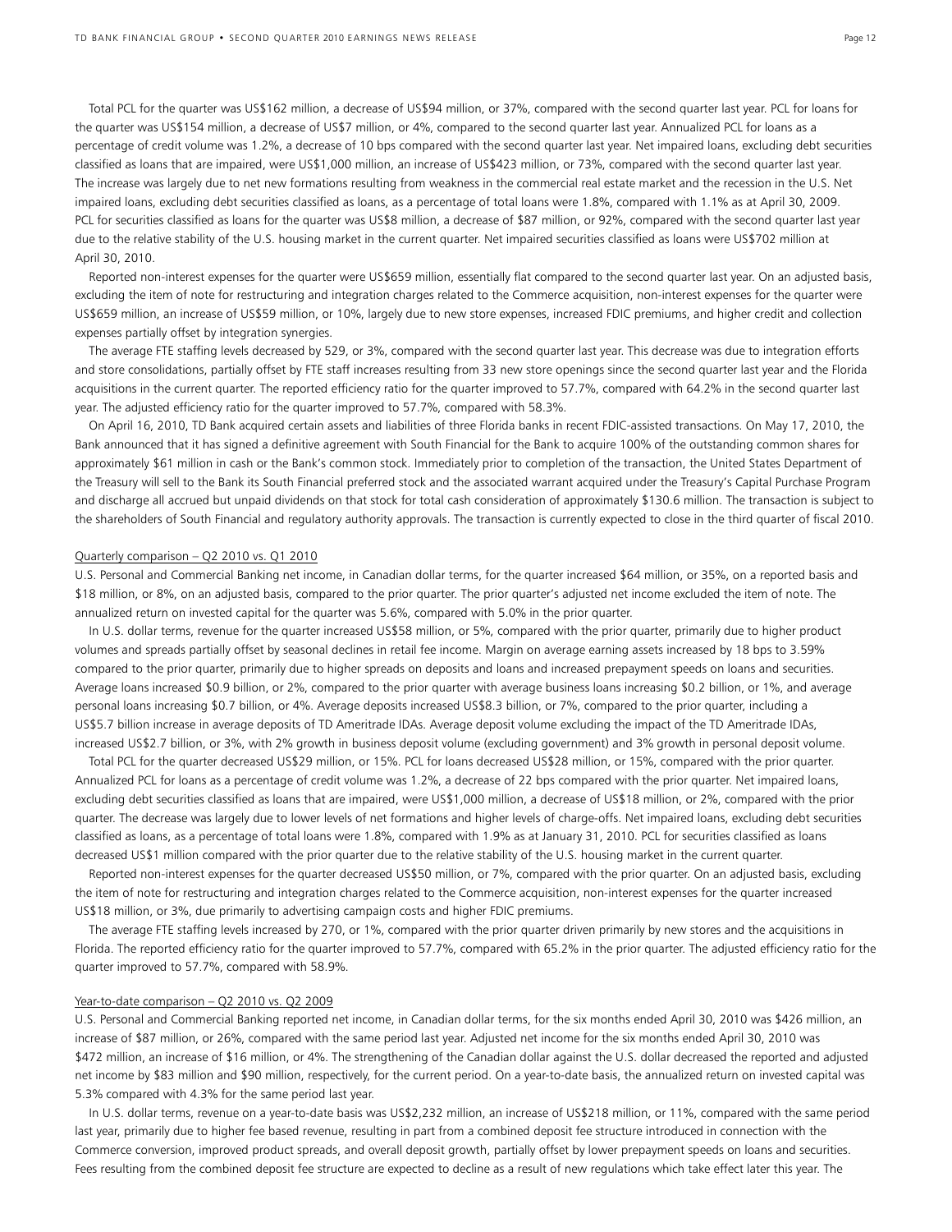Total PCL for the quarter was US$162 million, a decrease of US$94 million, or 37%, compared with the second quarter last year. PCL for loans for the quarter was US$154 million, a decrease of US$7 million, or 4%, compared to the second quarter last year. Annualized PCL for loans as a percentage of credit volume was 1.2%, a decrease of 10 bps compared with the second quarter last year. Net impaired loans, excluding debt securities classified as loans that are impaired, were US$1,000 million, an increase of US$423 million, or 73%, compared with the second quarter last year. The increase was largely due to net new formations resulting from weakness in the commercial real estate market and the recession in the U.S. Net impaired loans, excluding debt securities classified as loans, as a percentage of total loans were 1.8%, compared with 1.1% as at April 30, 2009. PCL for securities classified as loans for the quarter was US$8 million, a decrease of $87 million, or 92%, compared with the second quarter last year due to the relative stability of the U.S. housing market in the current quarter. Net impaired securities classified as loans were US$702 million at April 30, 2010.

Reported non-interest expenses for the quarter were US$659 million, essentially flat compared to the second quarter last year. On an adjusted basis, excluding the item of note for restructuring and integration charges related to the Commerce acquisition, non-interest expenses for the quarter were US$659 million, an increase of US$59 million, or 10%, largely due to new store expenses, increased FDIC premiums, and higher credit and collection expenses partially offset by integration synergies.

The average FTE staffing levels decreased by 529, or 3%, compared with the second quarter last year. This decrease was due to integration efforts and store consolidations, partially offset by FTE staff increases resulting from 33 new store openings since the second quarter last year and the Florida acquisitions in the current quarter. The reported efficiency ratio for the quarter improved to 57.7%, compared with 64.2% in the second quarter last year. The adjusted efficiency ratio for the quarter improved to 57.7%, compared with 58.3%.

On April 16, 2010, TD Bank acquired certain assets and liabilities of three Florida banks in recent FDIC-assisted transactions. On May 17, 2010, the Bank announced that it has signed a definitive agreement with South Financial for the Bank to acquire 100% of the outstanding common shares for approximately $61 million in cash or the Bank's common stock. Immediately prior to completion of the transaction, the United States Department of the Treasury will sell to the Bank its South Financial preferred stock and the associated warrant acquired under the Treasury's Capital Purchase Program and discharge all accrued but unpaid dividends on that stock for total cash consideration of approximately $130.6 million. The transaction is subject to the shareholders of South Financial and regulatory authority approvals. The transaction is currently expected to close in the third quarter of fiscal 2010.

## Quarterly comparison – Q2 2010 vs. Q1 2010

U.S. Personal and Commercial Banking net income, in Canadian dollar terms, for the quarter increased $64 million, or 35%, on a reported basis and $18 million, or 8%, on an adjusted basis, compared to the prior quarter. The prior quarter's adjusted net income excluded the item of note. The annualized return on invested capital for the quarter was 5.6%, compared with 5.0% in the prior quarter.

In U.S. dollar terms, revenue for the quarter increased US$58 million, or 5%, compared with the prior quarter, primarily due to higher product volumes and spreads partially offset by seasonal declines in retail fee income. Margin on average earning assets increased by 18 bps to 3.59% compared to the prior quarter, primarily due to higher spreads on deposits and loans and increased prepayment speeds on loans and securities. Average loans increased $0.9 billion, or 2%, compared to the prior quarter with average business loans increasing $0.2 billion, or 1%, and average personal loans increasing $0.7 billion, or 4%. Average deposits increased US$8.3 billion, or 7%, compared to the prior quarter, including a US$5.7 billion increase in average deposits of TD Ameritrade IDAs. Average deposit volume excluding the impact of the TD Ameritrade IDAs, increased US$2.7 billion, or 3%, with 2% growth in business deposit volume (excluding government) and 3% growth in personal deposit volume.

Total PCL for the quarter decreased US$29 million, or 15%. PCL for loans decreased US$28 million, or 15%, compared with the prior quarter. Annualized PCL for loans as a percentage of credit volume was 1.2%, a decrease of 22 bps compared with the prior quarter. Net impaired loans, excluding debt securities classified as loans that are impaired, were US$1,000 million, a decrease of US$18 million, or 2%, compared with the prior quarter. The decrease was largely due to lower levels of net formations and higher levels of charge-offs. Net impaired loans, excluding debt securities classified as loans, as a percentage of total loans were 1.8%, compared with 1.9% as at January 31, 2010. PCL for securities classified as loans decreased US$1 million compared with the prior quarter due to the relative stability of the U.S. housing market in the current quarter.

Reported non-interest expenses for the quarter decreased US$50 million, or 7%, compared with the prior quarter. On an adjusted basis, excluding the item of note for restructuring and integration charges related to the Commerce acquisition, non-interest expenses for the quarter increased US$18 million, or 3%, due primarily to advertising campaign costs and higher FDIC premiums.

The average FTE staffing levels increased by 270, or 1%, compared with the prior quarter driven primarily by new stores and the acquisitions in Florida. The reported efficiency ratio for the quarter improved to 57.7%, compared with 65.2% in the prior quarter. The adjusted efficiency ratio for the quarter improved to 57.7%, compared with 58.9%.

## Year-to-date comparison – Q2 2010 vs. Q2 2009

U.S. Personal and Commercial Banking reported net income, in Canadian dollar terms, for the six months ended April 30, 2010 was $426 million, an increase of $87 million, or 26%, compared with the same period last year. Adjusted net income for the six months ended April 30, 2010 was $472 million, an increase of $16 million, or 4%. The strengthening of the Canadian dollar against the U.S. dollar decreased the reported and adjusted net income by $83 million and $90 million, respectively, for the current period. On a year-to-date basis, the annualized return on invested capital was 5.3% compared with 4.3% for the same period last year.

In U.S. dollar terms, revenue on a year-to-date basis was US$2,232 million, an increase of US$218 million, or 11%, compared with the same period last year, primarily due to higher fee based revenue, resulting in part from a combined deposit fee structure introduced in connection with the Commerce conversion, improved product spreads, and overall deposit growth, partially offset by lower prepayment speeds on loans and securities. Fees resulting from the combined deposit fee structure are expected to decline as a result of new regulations which take effect later this year. The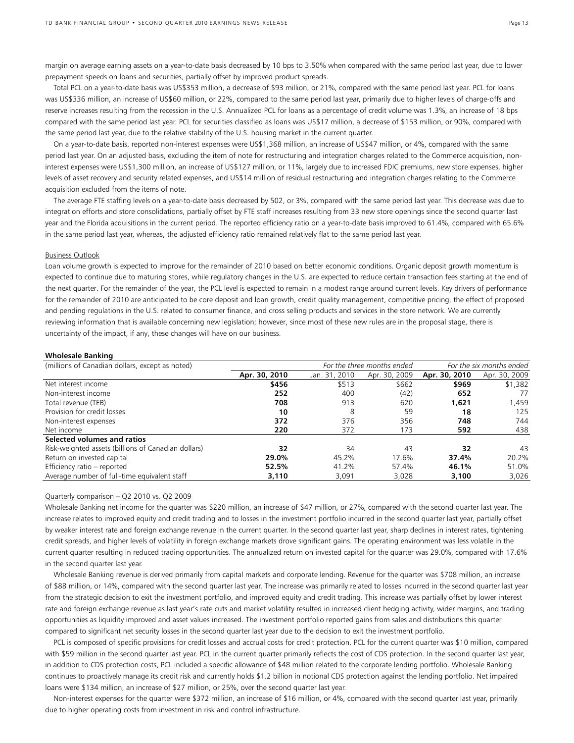margin on average earning assets on a year-to-date basis decreased by 10 bps to 3.50% when compared with the same period last year, due to lower prepayment speeds on loans and securities, partially offset by improved product spreads.

Total PCL on a year-to-date basis was US$353 million, a decrease of $93 million, or 21%, compared with the same period last year. PCL for loans was US$336 million, an increase of US$60 million, or 22%, compared to the same period last year, primarily due to higher levels of charge-offs and reserve increases resulting from the recession in the U.S. Annualized PCL for loans as a percentage of credit volume was 1.3%, an increase of 18 bps compared with the same period last year. PCL for securities classified as loans was US$17 million, a decrease of $153 million, or 90%, compared with the same period last year, due to the relative stability of the U.S. housing market in the current quarter.

On a year-to-date basis, reported non-interest expenses were US$1,368 million, an increase of US$47 million, or 4%, compared with the same period last year. On an adjusted basis, excluding the item of note for restructuring and integration charges related to the Commerce acquisition, non-interest expenses were US$1,300 million, an increase of US$127 million, or 11%, largely due to increased FDIC premiums, new store expenses, higher levels of asset recovery and security related expenses, and US$14 million of residual restructuring and integration charges relating to the Commerce acquisition excluded from the items of note.

The average FTE staffing levels on a year-to-date basis decreased by 502, or 3%, compared with the same period last year. This decrease was due to integration efforts and store consolidations, partially offset by FTE staff increases resulting from 33 new store openings since the second quarter last year and the Florida acquisitions in the current period. The reported efficiency ratio on a year-to-date basis improved to 61.4%, compared with 65.6% in the same period last year, whereas, the adjusted efficiency ratio remained relatively flat to the same period last year.

Business Outlook

Loan volume growth is expected to improve for the remainder of 2010 based on better economic conditions. Organic deposit growth momentum is expected to continue due to maturing stores, while regulatory changes in the U.S. are expected to reduce certain transaction fees starting at the end of the next quarter. For the remainder of the year, the PCL level is expected to remain in a modest range around current levels. Key drivers of performance for the remainder of 2010 are anticipated to be core deposit and loan growth, credit quality management, competitive pricing, the effect of proposed and pending regulations in the U.S. related to consumer finance, and cross selling products and services in the store network. We are currently reviewing information that is available concerning new legislation; however, since most of these new rules are in the proposal stage, there is uncertainty of the impact, if any, these changes will have on our business.

**Wholesale Banking**

| (millions of Canadian dollars, except as noted) | *For the three months ended* | | | *For the six months ended* | |
|---|---|---|---|---|---|
| | **Apr. 30, 2010** | Jan. 31, 2010 | Apr. 30, 2009 | **Apr. 30, 2010** | Apr. 30, 2009 |
| Net interest income | **$456** | $513 | $662 | **$969** | $1,382 |
| Non-interest income | **252** | 400 | (42) | **652** | 77 |
| Total revenue (TEB) | **708** | 913 | 620 | **1,621** | 1,459 |
| Provision for credit losses | **10** | 8 | 59 | **18** | 125 |
| Non-interest expenses | **372** | 376 | 356 | **748** | 744 |
| Net income | **220** | 372 | 173 | **592** | 438 |
| **Selected volumes and ratios** | | | | | |
| Risk-weighted assets (billions of Canadian dollars) | **32** | 34 | 43 | **32** | 43 |
| Return on invested capital | **29.0%** | 45.2% | 17.6% | **37.4%** | 20.2% |
| Efficiency ratio – reported | **52.5%** | 41.2% | 57.4% | **46.1%** | 51.0% |
| Average number of full-time equivalent staff | **3,110** | 3,091 | 3,028 | **3,100** | 3,026 |

Quarterly comparison – Q2 2010 vs. Q2 2009

Wholesale Banking net income for the quarter was $220 million, an increase of $47 million, or 27%, compared with the second quarter last year. The increase relates to improved equity and credit trading and to losses in the investment portfolio incurred in the second quarter last year, partially offset by weaker interest rate and foreign exchange revenue in the current quarter. In the second quarter last year, sharp declines in interest rates, tightening credit spreads, and higher levels of volatility in foreign exchange markets drove significant gains. The operating environment was less volatile in the current quarter resulting in reduced trading opportunities. The annualized return on invested capital for the quarter was 29.0%, compared with 17.6% in the second quarter last year.

Wholesale Banking revenue is derived primarily from capital markets and corporate lending. Revenue for the quarter was $708 million, an increase of $88 million, or 14%, compared with the second quarter last year. The increase was primarily related to losses incurred in the second quarter last year from the strategic decision to exit the investment portfolio, and improved equity and credit trading. This increase was partially offset by lower interest rate and foreign exchange revenue as last year's rate cuts and market volatility resulted in increased client hedging activity, wider margins, and trading opportunities as liquidity improved and asset values increased. The investment portfolio reported gains from sales and distributions this quarter compared to significant net security losses in the second quarter last year due to the decision to exit the investment portfolio.

PCL is composed of specific provisions for credit losses and accrual costs for credit protection. PCL for the current quarter was $10 million, compared with $59 million in the second quarter last year. PCL in the current quarter primarily reflects the cost of CDS protection. In the second quarter last year, in addition to CDS protection costs, PCL included a specific allowance of $48 million related to the corporate lending portfolio. Wholesale Banking continues to proactively manage its credit risk and currently holds $1.2 billion in notional CDS protection against the lending portfolio. Net impaired loans were $134 million, an increase of $27 million, or 25%, over the second quarter last year.

Non-interest expenses for the quarter were $372 million, an increase of $16 million, or 4%, compared with the second quarter last year, primarily due to higher operating costs from investment in risk and control infrastructure.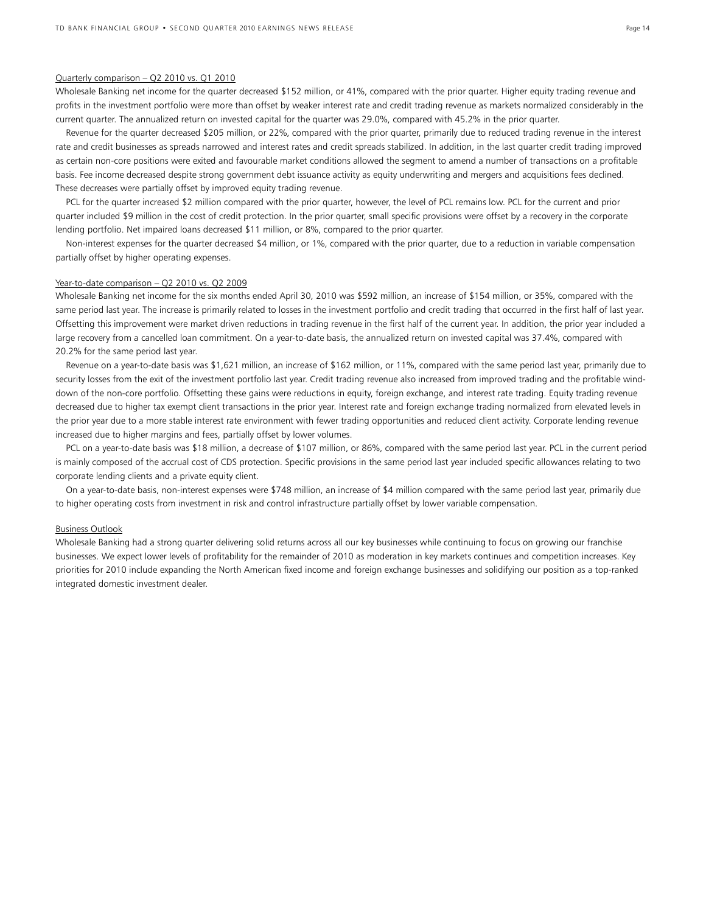Quarterly comparison – Q2 2010 vs. Q1 2010

Wholesale Banking net income for the quarter decreased $152 million, or 41%, compared with the prior quarter. Higher equity trading revenue and profits in the investment portfolio were more than offset by weaker interest rate and credit trading revenue as markets normalized considerably in the current quarter. The annualized return on invested capital for the quarter was 29.0%, compared with 45.2% in the prior quarter.

Revenue for the quarter decreased $205 million, or 22%, compared with the prior quarter, primarily due to reduced trading revenue in the interest rate and credit businesses as spreads narrowed and interest rates and credit spreads stabilized. In addition, in the last quarter credit trading improved as certain non-core positions were exited and favourable market conditions allowed the segment to amend a number of transactions on a profitable basis. Fee income decreased despite strong government debt issuance activity as equity underwriting and mergers and acquisitions fees declined. These decreases were partially offset by improved equity trading revenue.

PCL for the quarter increased $2 million compared with the prior quarter, however, the level of PCL remains low. PCL for the current and prior quarter included $9 million in the cost of credit protection. In the prior quarter, small specific provisions were offset by a recovery in the corporate lending portfolio. Net impaired loans decreased $11 million, or 8%, compared to the prior quarter.

Non-interest expenses for the quarter decreased $4 million, or 1%, compared with the prior quarter, due to a reduction in variable compensation partially offset by higher operating expenses.

Year-to-date comparison – Q2 2010 vs. Q2 2009

Wholesale Banking net income for the six months ended April 30, 2010 was $592 million, an increase of $154 million, or 35%, compared with the same period last year. The increase is primarily related to losses in the investment portfolio and credit trading that occurred in the first half of last year. Offsetting this improvement were market driven reductions in trading revenue in the first half of the current year. In addition, the prior year included a large recovery from a cancelled loan commitment. On a year-to-date basis, the annualized return on invested capital was 37.4%, compared with 20.2% for the same period last year.

Revenue on a year-to-date basis was $1,621 million, an increase of $162 million, or 11%, compared with the same period last year, primarily due to security losses from the exit of the investment portfolio last year. Credit trading revenue also increased from improved trading and the profitable wind-down of the non-core portfolio. Offsetting these gains were reductions in equity, foreign exchange, and interest rate trading. Equity trading revenue decreased due to higher tax exempt client transactions in the prior year. Interest rate and foreign exchange trading normalized from elevated levels in the prior year due to a more stable interest rate environment with fewer trading opportunities and reduced client activity. Corporate lending revenue increased due to higher margins and fees, partially offset by lower volumes.

PCL on a year-to-date basis was $18 million, a decrease of $107 million, or 86%, compared with the same period last year. PCL in the current period is mainly composed of the accrual cost of CDS protection. Specific provisions in the same period last year included specific allowances relating to two corporate lending clients and a private equity client.

On a year-to-date basis, non-interest expenses were $748 million, an increase of $4 million compared with the same period last year, primarily due to higher operating costs from investment in risk and control infrastructure partially offset by lower variable compensation.

Business Outlook

Wholesale Banking had a strong quarter delivering solid returns across all our key businesses while continuing to focus on growing our franchise businesses. We expect lower levels of profitability for the remainder of 2010 as moderation in key markets continues and competition increases. Key priorities for 2010 include expanding the North American fixed income and foreign exchange businesses and solidifying our position as a top-ranked integrated domestic investment dealer.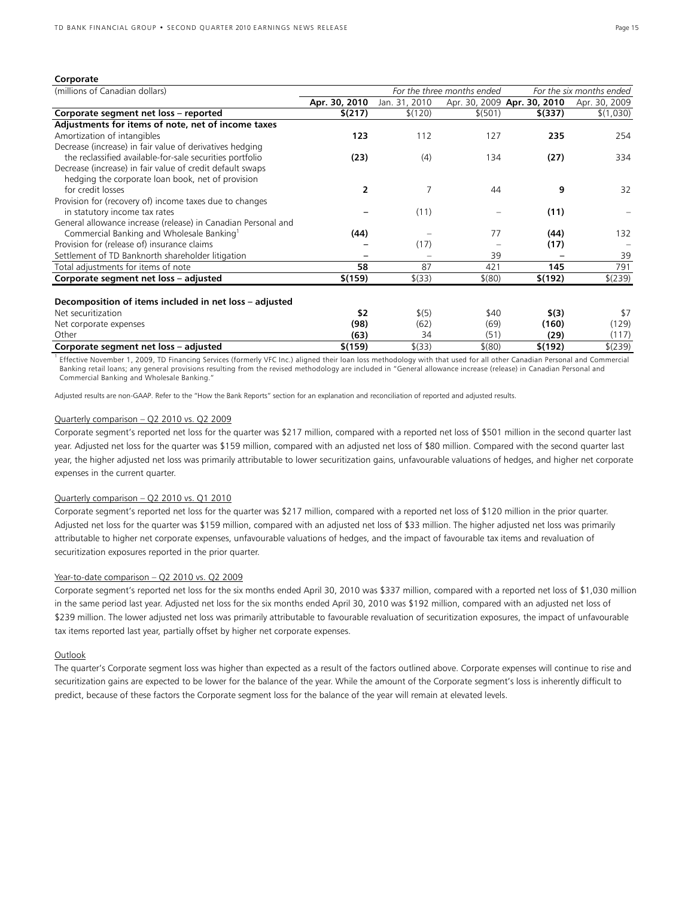## Corporate

| (millions of Canadian dollars) | For the three months ended | | | For the six months ended | |
|---|---|---|---|---|---|
| | **Apr. 30, 2010** | Jan. 31, 2010 | Apr. 30, 2009 | **Apr. 30, 2010** | Apr. 30, 2009 |
| **Corporate segment net loss – reported** | **$(217)** | $(120) | $(501) | **$(337)** | $(1,030) |
| **Adjustments for items of note, net of income taxes** | | | | | |
| Amortization of intangibles | **123** | 112 | 127 | **235** | 254 |
| Decrease (increase) in fair value of derivatives hedging the reclassified available-for-sale securities portfolio | **(23)** | (4) | 134 | **(27)** | 334 |
| Decrease (increase) in fair value of credit default swaps hedging the corporate loan book, net of provision for credit losses | **2** | 7 | 44 | **9** | 32 |
| Provision for (recovery of) income taxes due to changes in statutory income tax rates | **–** | (11) | – | **(11)** | – |
| General allowance increase (release) in Canadian Personal and Commercial Banking and Wholesale Banking[1] | **(44)** | – | 77 | **(44)** | 132 |
| Provision for (release of) insurance claims | **–** | (17) | – | **(17)** | – |
| Settlement of TD Banknorth shareholder litigation | **–** | – | 39 | **–** | 39 |
| Total adjustments for items of note | **58** | 87 | 421 | **145** | 791 |
| **Corporate segment net loss – adjusted** | **$(159)** | $(33) | $(80) | **$(192)** | $(239) |
| | | | | | |
| **Decomposition of items included in net loss – adjusted** | | | | | |
| Net securitization | **$2** | $(5) | $40 | **$(3)** | $7 |
| Net corporate expenses | **(98)** | (62) | (69) | **(160)** | (129) |
| Other | **(63)** | 34 | (51) | **(29)** | (117) |
| **Corporate segment net loss – adjusted** | **$(159)** | $(33) | $(80) | **$(192)** | $(239) |

[1] Effective November 1, 2009, TD Financing Services (formerly VFC Inc.) aligned their loan loss methodology with that used for all other Canadian Personal and Commercial Banking retail loans; any general provisions resulting from the revised methodology are included in "General allowance increase (release) in Canadian Personal and Commercial Banking and Wholesale Banking."

Adjusted results are non-GAAP. Refer to the "How the Bank Reports" section for an explanation and reconciliation of reported and adjusted results.

Quarterly comparison – Q2 2010 vs. Q2 2009

Corporate segment's reported net loss for the quarter was $217 million, compared with a reported net loss of $501 million in the second quarter last year. Adjusted net loss for the quarter was $159 million, compared with an adjusted net loss of $80 million. Compared with the second quarter last year, the higher adjusted net loss was primarily attributable to lower securitization gains, unfavourable valuations of hedges, and higher net corporate expenses in the current quarter.

Quarterly comparison – Q2 2010 vs. Q1 2010

Corporate segment's reported net loss for the quarter was $217 million, compared with a reported net loss of $120 million in the prior quarter. Adjusted net loss for the quarter was $159 million, compared with an adjusted net loss of $33 million. The higher adjusted net loss was primarily attributable to higher net corporate expenses, unfavourable valuations of hedges, and the impact of favourable tax items and revaluation of securitization exposures reported in the prior quarter.

Year-to-date comparison – Q2 2010 vs. Q2 2009

Corporate segment's reported net loss for the six months ended April 30, 2010 was $337 million, compared with a reported net loss of $1,030 million in the same period last year. Adjusted net loss for the six months ended April 30, 2010 was $192 million, compared with an adjusted net loss of $239 million. The lower adjusted net loss was primarily attributable to favourable revaluation of securitization exposures, the impact of unfavourable tax items reported last year, partially offset by higher net corporate expenses.

Outlook

The quarter's Corporate segment loss was higher than expected as a result of the factors outlined above. Corporate expenses will continue to rise and securitization gains are expected to be lower for the balance of the year. While the amount of the Corporate segment's loss is inherently difficult to predict, because of these factors the Corporate segment loss for the balance of the year will remain at elevated levels.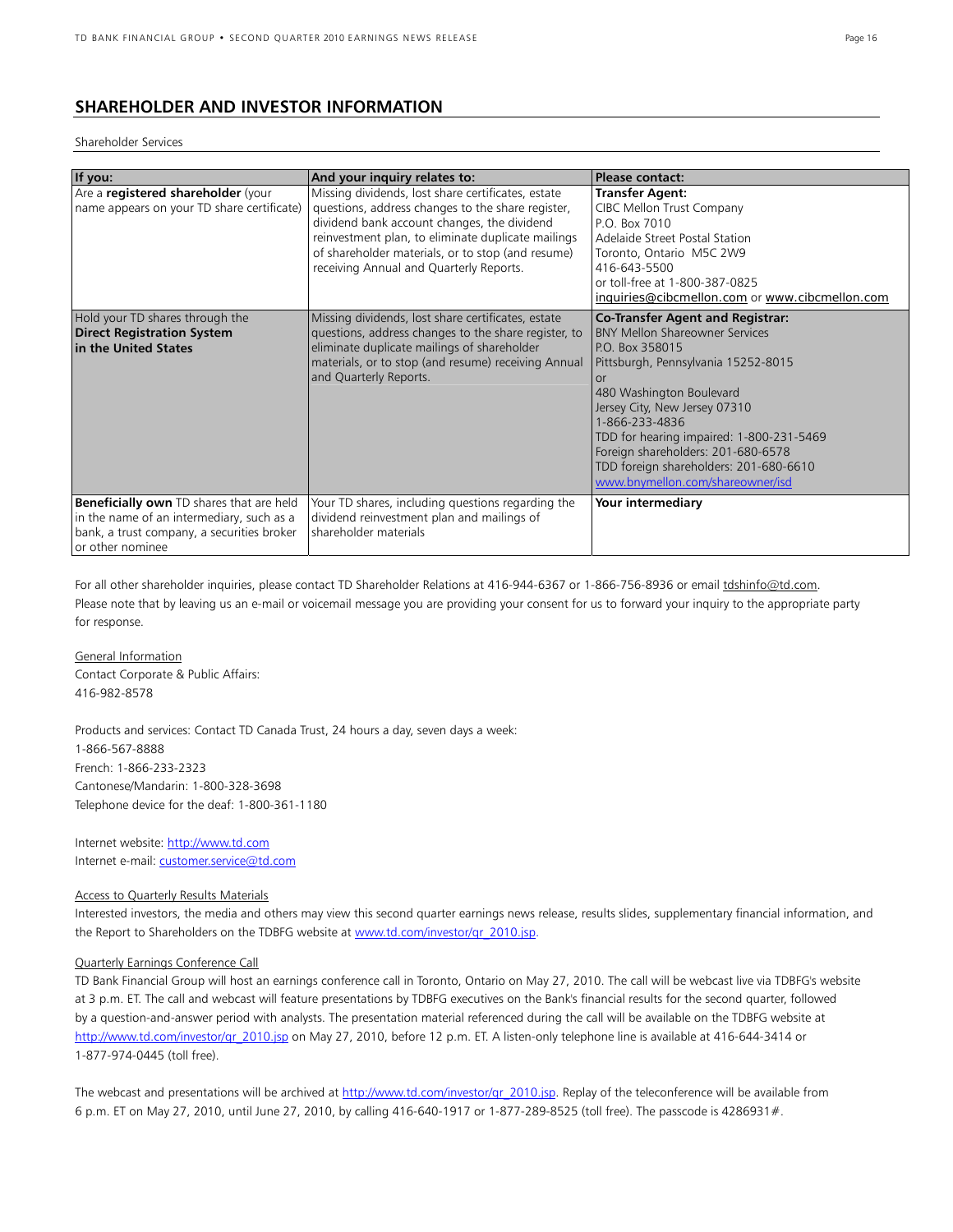## SHAREHOLDER AND INVESTOR INFORMATION

Shareholder Services

| If you: | And your inquiry relates to: | Please contact: |
|---|---|---|
| Are a **registered shareholder** (your name appears on your TD share certificate) | Missing dividends, lost share certificates, estate questions, address changes to the share register, dividend bank account changes, the dividend reinvestment plan, to eliminate duplicate mailings of shareholder materials, or to stop (and resume) receiving Annual and Quarterly Reports. | **Transfer Agent:**<br>CIBC Mellon Trust Company<br>P.O. Box 7010<br>Adelaide Street Postal Station<br>Toronto, Ontario M5C 2W9<br>416-643-5500<br>or toll-free at 1-800-387-0825<br>inquiries@cibcmellon.com or www.cibcmellon.com |
| Hold your TD shares through the **Direct Registration System in the United States** | Missing dividends, lost share certificates, estate questions, address changes to the share register, to eliminate duplicate mailings of shareholder materials, or to stop (and resume) receiving Annual and Quarterly Reports. | **Co-Transfer Agent and Registrar:**<br>BNY Mellon Shareowner Services<br>P.O. Box 358015<br>Pittsburgh, Pennsylvania 15252-8015<br>or<br>480 Washington Boulevard<br>Jersey City, New Jersey 07310<br>1-866-233-4836<br>TDD for hearing impaired: 1-800-231-5469<br>Foreign shareholders: 201-680-6578<br>TDD foreign shareholders: 201-680-6610<br>www.bnymellon.com/shareowner/isd |
| **Beneficially own** TD shares that are held in the name of an intermediary, such as a bank, a trust company, a securities broker or other nominee | Your TD shares, including questions regarding the dividend reinvestment plan and mailings of shareholder materials | **Your intermediary** |

For all other shareholder inquiries, please contact TD Shareholder Relations at 416-944-6367 or 1-866-756-8936 or email tdshinfo@td.com. Please note that by leaving us an e-mail or voicemail message you are providing your consent for us to forward your inquiry to the appropriate party for response.

General Information

Contact Corporate & Public Affairs:
416-982-8578

Products and services: Contact TD Canada Trust, 24 hours a day, seven days a week:
1-866-567-8888
French: 1-866-233-2323
Cantonese/Mandarin: 1-800-328-3698
Telephone device for the deaf: 1-800-361-1180

Internet website: http://www.td.com
Internet e-mail: customer.service@td.com

Access to Quarterly Results Materials

Interested investors, the media and others may view this second quarter earnings news release, results slides, supplementary financial information, and the Report to Shareholders on the TDBFG website at www.td.com/investor/qr_2010.jsp.

Quarterly Earnings Conference Call

TD Bank Financial Group will host an earnings conference call in Toronto, Ontario on May 27, 2010. The call will be webcast live via TDBFG's website at 3 p.m. ET. The call and webcast will feature presentations by TDBFG executives on the Bank's financial results for the second quarter, followed by a question-and-answer period with analysts. The presentation material referenced during the call will be available on the TDBFG website at http://www.td.com/investor/qr_2010.jsp on May 27, 2010, before 12 p.m. ET. A listen-only telephone line is available at 416-644-3414 or 1-877-974-0445 (toll free).

The webcast and presentations will be archived at http://www.td.com/investor/qr_2010.jsp. Replay of the teleconference will be available from 6 p.m. ET on May 27, 2010, until June 27, 2010, by calling 416-640-1917 or 1-877-289-8525 (toll free). The passcode is 4286931#.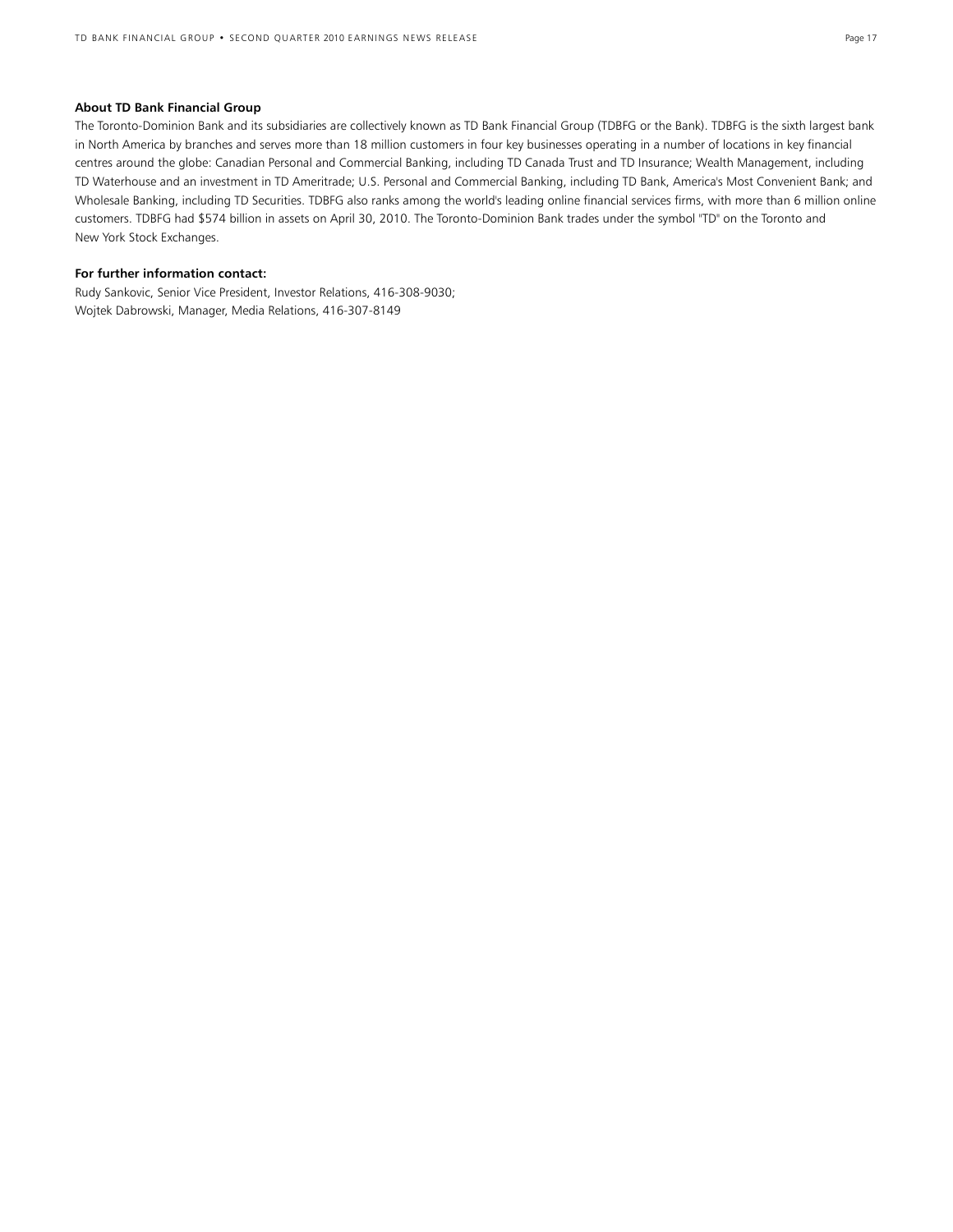**About TD Bank Financial Group**

The Toronto-Dominion Bank and its subsidiaries are collectively known as TD Bank Financial Group (TDBFG or the Bank). TDBFG is the sixth largest bank in North America by branches and serves more than 18 million customers in four key businesses operating in a number of locations in key financial centres around the globe: Canadian Personal and Commercial Banking, including TD Canada Trust and TD Insurance; Wealth Management, including TD Waterhouse and an investment in TD Ameritrade; U.S. Personal and Commercial Banking, including TD Bank, America's Most Convenient Bank; and Wholesale Banking, including TD Securities. TDBFG also ranks among the world's leading online financial services firms, with more than 6 million online customers. TDBFG had $574 billion in assets on April 30, 2010. The Toronto-Dominion Bank trades under the symbol "TD" on the Toronto and New York Stock Exchanges.

**For further information contact:**

Rudy Sankovic, Senior Vice President, Investor Relations, 416-308-9030;
Wojtek Dabrowski, Manager, Media Relations, 416-307-8149